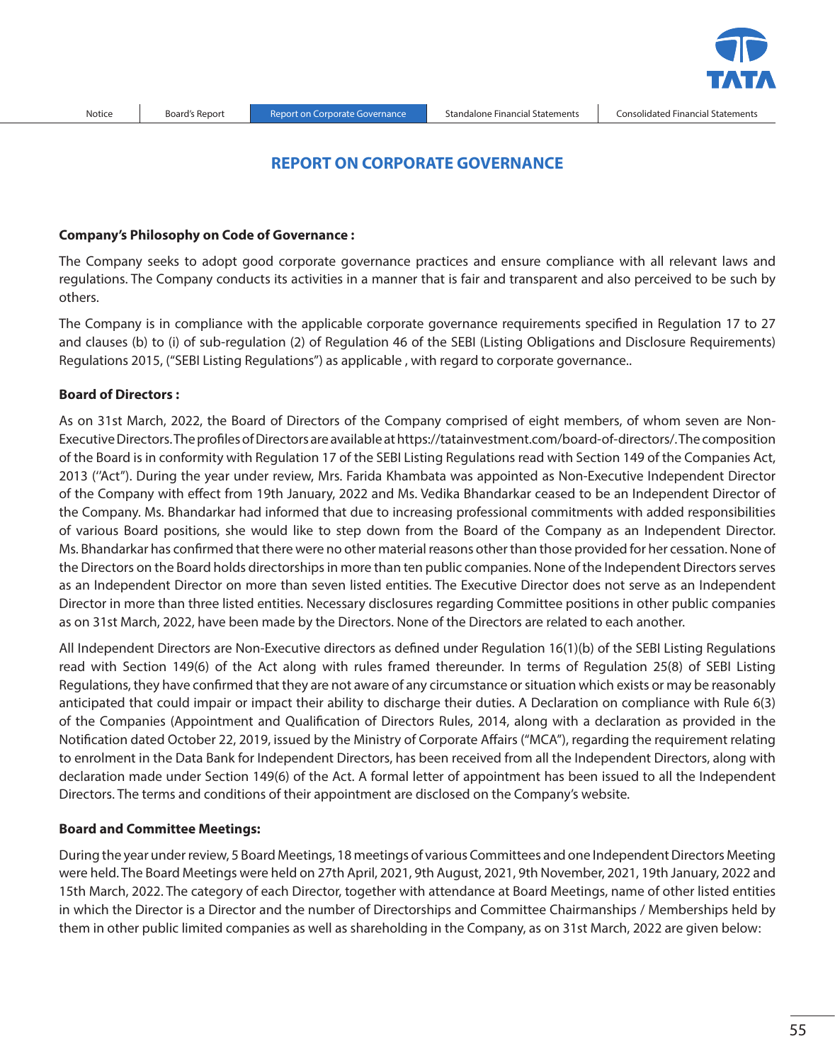## REPORT ON CORPORATE GOVERNANCE

**Company's Philosophy on Code of Governance :**

The Company seeks to adopt good corporate governance practices and ensure compliance with all relevant laws and regulations. The Company conducts its activities in a manner that is fair and transparent and also perceived to be such by others.

The Company is in compliance with the applicable corporate governance requirements specified in Regulation 17 to 27 and clauses (b) to (i) of sub-regulation (2) of Regulation 46 of the SEBI (Listing Obligations and Disclosure Requirements) Regulations 2015, ("SEBI Listing Regulations") as applicable , with regard to corporate governance..

**Board of Directors :**

As on 31st March, 2022, the Board of Directors of the Company comprised of eight members, of whom seven are Non-Executive Directors. The profiles of Directors are available at https://tatainvestment.com/board-of-directors/. The composition of the Board is in conformity with Regulation 17 of the SEBI Listing Regulations read with Section 149 of the Companies Act, 2013 ("Act"). During the year under review, Mrs. Farida Khambata was appointed as Non-Executive Independent Director of the Company with effect from 19th January, 2022 and Ms. Vedika Bhandarkar ceased to be an Independent Director of the Company. Ms. Bhandarkar had informed that due to increasing professional commitments with added responsibilities of various Board positions, she would like to step down from the Board of the Company as an Independent Director. Ms. Bhandarkar has confirmed that there were no other material reasons other than those provided for her cessation. None of the Directors on the Board holds directorships in more than ten public companies. None of the Independent Directors serves as an Independent Director on more than seven listed entities. The Executive Director does not serve as an Independent Director in more than three listed entities. Necessary disclosures regarding Committee positions in other public companies as on 31st March, 2022, have been made by the Directors. None of the Directors are related to each another.

All Independent Directors are Non-Executive directors as defined under Regulation 16(1)(b) of the SEBI Listing Regulations read with Section 149(6) of the Act along with rules framed thereunder. In terms of Regulation 25(8) of SEBI Listing Regulations, they have confirmed that they are not aware of any circumstance or situation which exists or may be reasonably anticipated that could impair or impact their ability to discharge their duties. A Declaration on compliance with Rule 6(3) of the Companies (Appointment and Qualification of Directors Rules, 2014, along with a declaration as provided in the Notification dated October 22, 2019, issued by the Ministry of Corporate Affairs ("MCA"), regarding the requirement relating to enrolment in the Data Bank for Independent Directors, has been received from all the Independent Directors, along with declaration made under Section 149(6) of the Act. A formal letter of appointment has been issued to all the Independent Directors. The terms and conditions of their appointment are disclosed on the Company's website.

**Board and Committee Meetings:**

During the year under review, 5 Board Meetings, 18 meetings of various Committees and one Independent Directors Meeting were held. The Board Meetings were held on 27th April, 2021, 9th August, 2021, 9th November, 2021, 19th January, 2022 and 15th March, 2022. The category of each Director, together with attendance at Board Meetings, name of other listed entities in which the Director is a Director and the number of Directorships and Committee Chairmanships / Memberships held by them in other public limited companies as well as shareholding in the Company, as on 31st March, 2022 are given below: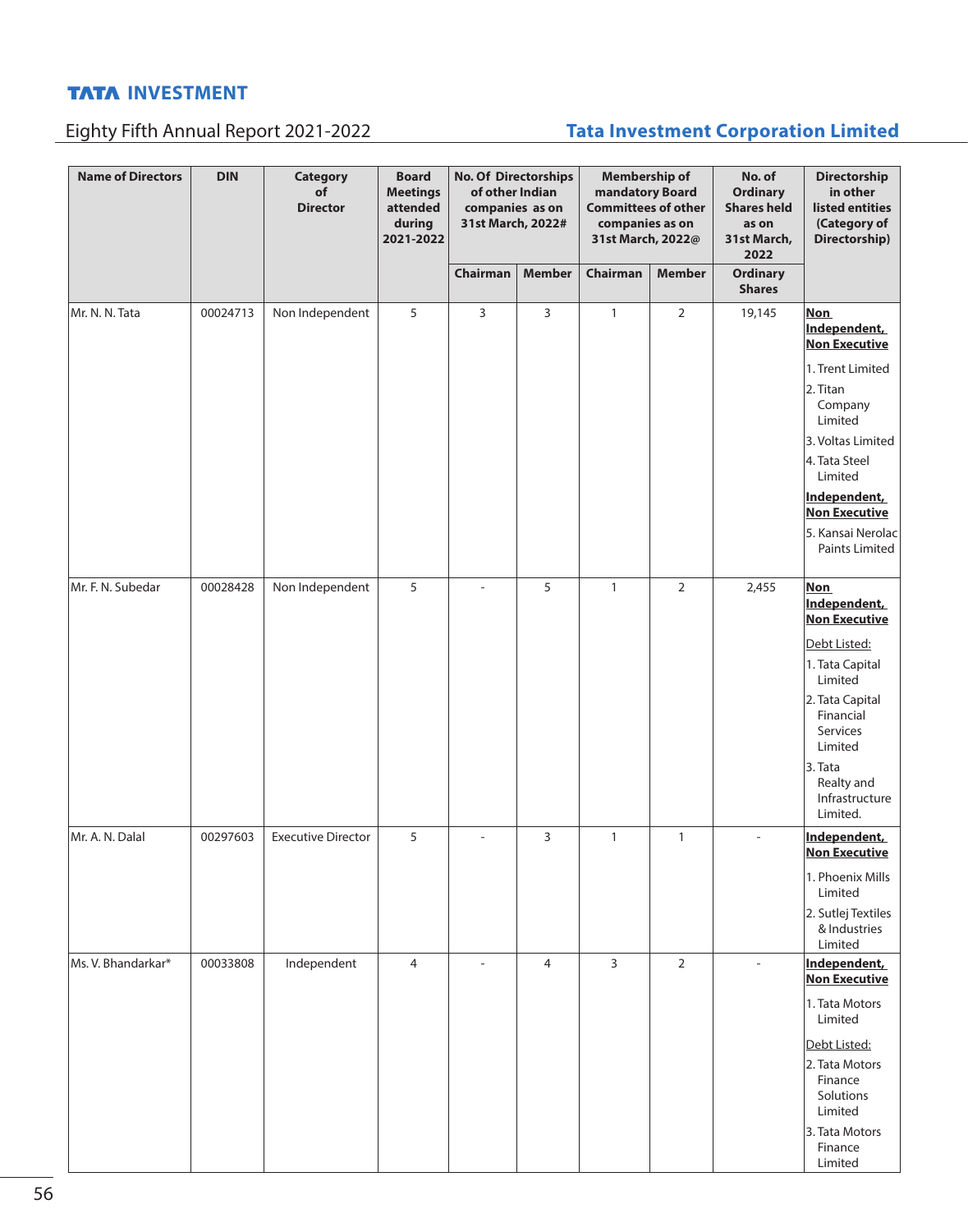| Name of Directors | DIN | Category of Director | Board Meetings attended during 2021-2022 | No. Of Directorships of other Indian companies as on 31st March, 2022# | | Membership of mandatory Board Committees of other companies as on 31st March, 2022@ | | No. of Ordinary Shares held as on 31st March, 2022 | Directorship in other listed entities (Category of Directorship) |
|---|---|---|---|---|---|---|---|---|---|
| | | | | Chairman | Member | Chairman | Member | Ordinary Shares | |
| Mr. N. N. Tata | 00024713 | Non Independent | 5 | 3 | 3 | 1 | 2 | 19,145 | **Non Independent, Non Executive** 1. Trent Limited 2. Titan Company Limited 3. Voltas Limited 4. Tata Steel Limited **Independent, Non Executive** 5. Kansai Nerolac Paints Limited |
| Mr. F. N. Subedar | 00028428 | Non Independent | 5 | - | 5 | 1 | 2 | 2,455 | **Non Independent, Non Executive** Debt Listed: 1. Tata Capital Limited 2. Tata Capital Financial Services Limited 3. Tata Realty and Infrastructure Limited. |
| Mr. A. N. Dalal | 00297603 | Executive Director | 5 | - | 3 | 1 | 1 | - | **Independent, Non Executive** 1. Phoenix Mills Limited 2. Sutlej Textiles & Industries Limited |
| Ms. V. Bhandarkar* | 00033808 | Independent | 4 | - | 4 | 3 | 2 | - | **Independent, Non Executive** 1. Tata Motors Limited Debt Listed: 2. Tata Motors Finance Solutions Limited 3. Tata Motors Finance Limited |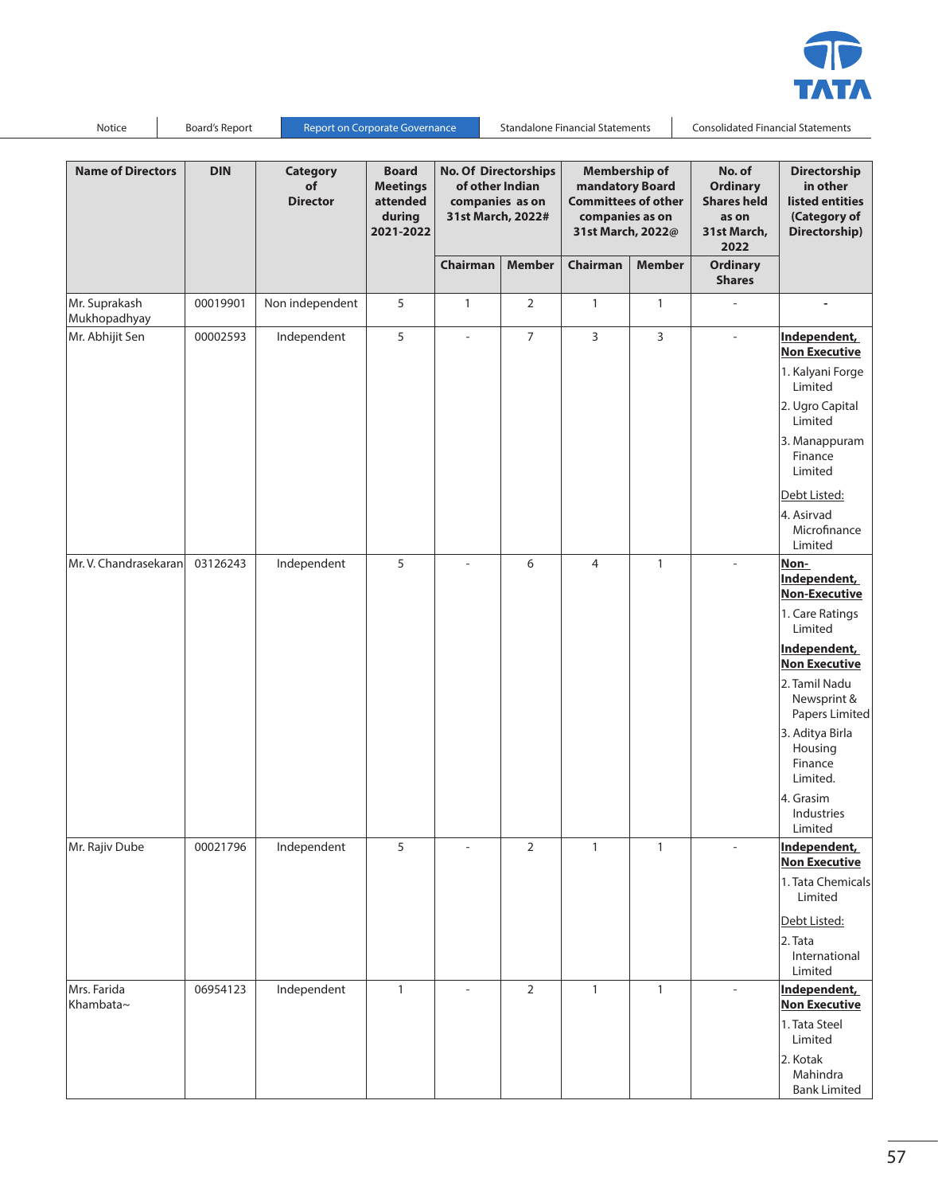| Name of Directors | DIN | Category of Director | Board Meetings attended during 2021-2022 | No. Of Directorships of other Indian companies as on 31st March, 2022# | | Membership of mandatory Board Committees of other companies as on 31st March, 2022@ | | No. of Ordinary Shares held as on 31st March, 2022 | Directorship in other listed entities (Category of Directorship) |
|---|---|---|---|---|---|---|---|---|---|
| | | | | Chairman | Member | Chairman | Member | Ordinary Shares | |
| Mr. Suprakash Mukhopadhyay | 00019901 | Non independent | 5 | 1 | 2 | 1 | 1 | - | - |
| Mr. Abhijit Sen | 00002593 | Independent | 5 | - | 7 | 3 | 3 | - | **Independent, Non Executive** 1. Kalyani Forge Limited 2. Ugro Capital Limited 3. Manappuram Finance Limited Debt Listed: 4. Asirvad Microfinance Limited |
| Mr. V. Chandrasekaran | 03126243 | Independent | 5 | - | 6 | 4 | 1 | - | **Non-Independent, Non-Executive** 1. Care Ratings Limited **Independent, Non Executive** 2. Tamil Nadu Newsprint & Papers Limited 3. Aditya Birla Housing Finance Limited. 4. Grasim Industries Limited |
| Mr. Rajiv Dube | 00021796 | Independent | 5 | - | 2 | 1 | 1 | - | **Independent, Non Executive** 1. Tata Chemicals Limited Debt Listed: 2. Tata International Limited |
| Mrs. Farida Khambata~ | 06954123 | Independent | 1 | - | 2 | 1 | 1 | - | **Independent, Non Executive** 1. Tata Steel Limited 2. Kotak Mahindra Bank Limited |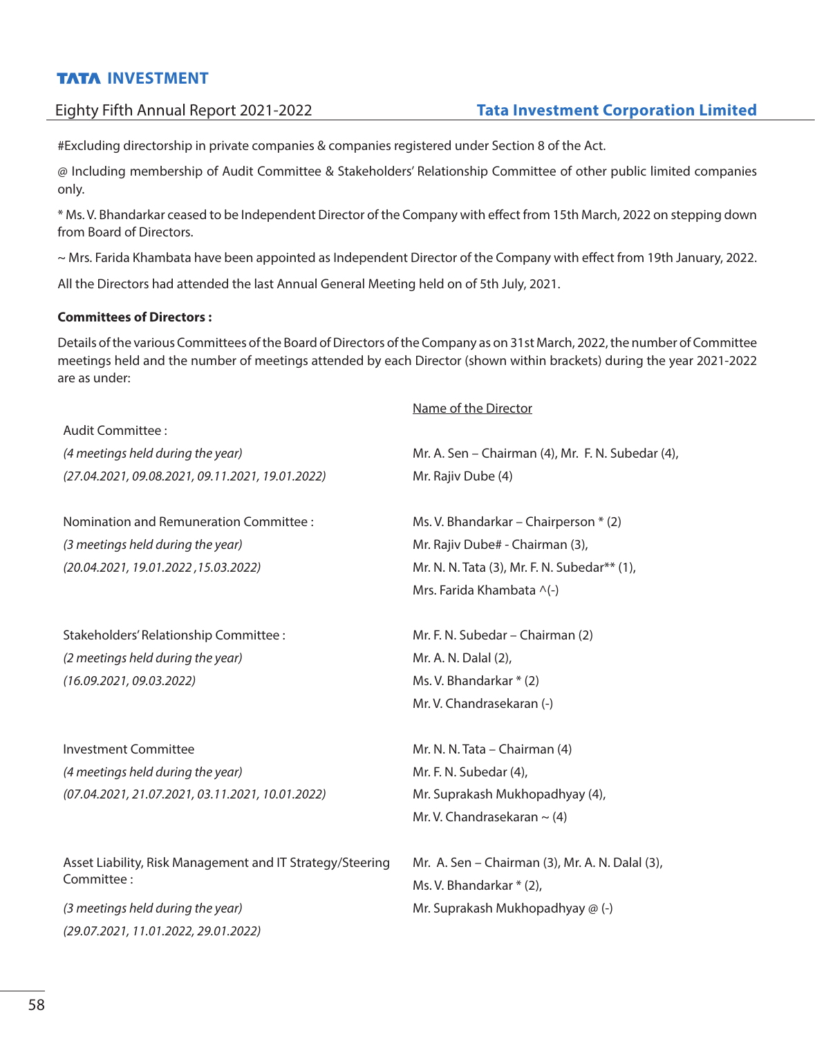#Excluding directorship in private companies & companies registered under Section 8 of the Act.

@ Including membership of Audit Committee & Stakeholders' Relationship Committee of other public limited companies only.

* Ms. V. Bhandarkar ceased to be Independent Director of the Company with effect from 15th March, 2022 on stepping down from Board of Directors.

~ Mrs. Farida Khambata have been appointed as Independent Director of the Company with effect from 19th January, 2022.

All the Directors had attended the last Annual General Meeting held on of 5th July, 2021.

**Committees of Directors :**

Details of the various Committees of the Board of Directors of the Company as on 31st March, 2022, the number of Committee meetings held and the number of meetings attended by each Director (shown within brackets) during the year 2021-2022 are as under:

| | Name of the Director |
|---|---|
| Audit Committee :<br>*(4 meetings held during the year)*<br>*(27.04.2021, 09.08.2021, 09.11.2021, 19.01.2022)* | Mr. A. Sen – Chairman (4), Mr. F. N. Subedar (4),<br>Mr. Rajiv Dube (4) |
| Nomination and Remuneration Committee :<br>*(3 meetings held during the year)*<br>*(20.04.2021, 19.01.2022 ,15.03.2022)* | Ms. V. Bhandarkar – Chairperson * (2)<br>Mr. Rajiv Dube# - Chairman (3),<br>Mr. N. N. Tata (3), Mr. F. N. Subedar** (1),<br>Mrs. Farida Khambata ^(-) |
| Stakeholders' Relationship Committee :<br>*(2 meetings held during the year)*<br>*(16.09.2021, 09.03.2022)* | Mr. F. N. Subedar – Chairman (2)<br>Mr. A. N. Dalal (2),<br>Ms. V. Bhandarkar * (2)<br>Mr. V. Chandrasekaran (-) |
| Investment Committee<br>*(4 meetings held during the year)*<br>*(07.04.2021, 21.07.2021, 03.11.2021, 10.01.2022)* | Mr. N. N. Tata – Chairman (4)<br>Mr. F. N. Subedar (4),<br>Mr. Suprakash Mukhopadhyay (4),<br>Mr. V. Chandrasekaran ~ (4) |
| Asset Liability, Risk Management and IT Strategy/Steering Committee :<br>*(3 meetings held during the year)*<br>*(29.07.2021, 11.01.2022, 29.01.2022)* | Mr. A. Sen – Chairman (3), Mr. A. N. Dalal (3),<br>Ms. V. Bhandarkar * (2),<br>Mr. Suprakash Mukhopadhyay @ (-) |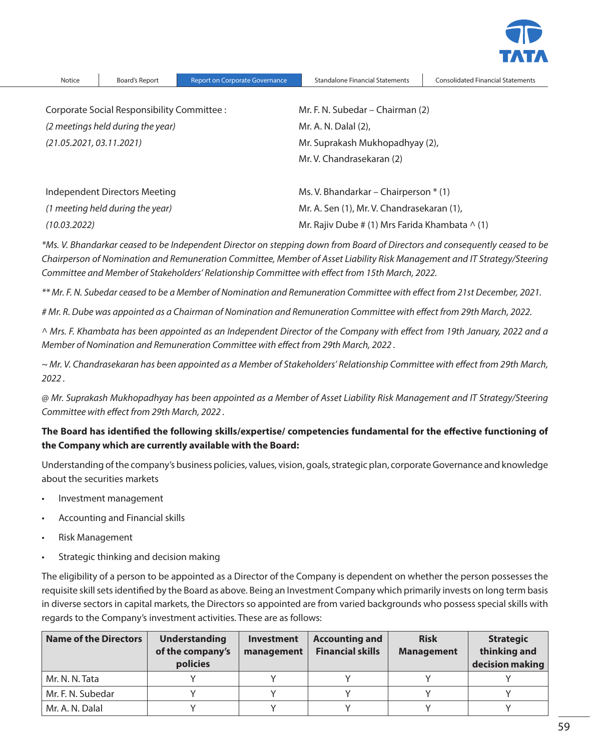| | |
|---|---|
| Corporate Social Responsibility Committee :<br>*(2 meetings held during the year)*<br>*(21.05.2021, 03.11.2021)* | Mr. F. N. Subedar – Chairman (2)<br>Mr. A. N. Dalal (2),<br>Mr. Suprakash Mukhopadhyay (2),<br>Mr. V. Chandrasekaran (2) |
| Independent Directors Meeting<br>*(1 meeting held during the year)*<br>*(10.03.2022)* | Ms. V. Bhandarkar – Chairperson * (1)<br>Mr. A. Sen (1), Mr. V. Chandrasekaran (1),<br>Mr. Rajiv Dube # (1) Mrs Farida Khambata ^ (1) |

*\*Ms. V. Bhandarkar ceased to be Independent Director on stepping down from Board of Directors and consequently ceased to be Chairperson of Nomination and Remuneration Committee, Member of Asset Liability Risk Management and IT Strategy/Steering Committee and Member of Stakeholders' Relationship Committee with effect from 15th March, 2022.*

*\*\* Mr. F. N. Subedar ceased to be a Member of Nomination and Remuneration Committee with effect from 21st December, 2021.*

*# Mr. R. Dube was appointed as a Chairman of Nomination and Remuneration Committee with effect from 29th March, 2022.*

*^ Mrs. F. Khambata has been appointed as an Independent Director of the Company with effect from 19th January, 2022 and a Member of Nomination and Remuneration Committee with effect from 29th March, 2022 .*

*~ Mr. V. Chandrasekaran has been appointed as a Member of Stakeholders' Relationship Committee with effect from 29th March, 2022 .*

*@ Mr. Suprakash Mukhopadhyay has been appointed as a Member of Asset Liability Risk Management and IT Strategy/Steering Committee with effect from 29th March, 2022 .*

**The Board has identified the following skills/expertise/ competencies fundamental for the effective functioning of the Company which are currently available with the Board:**

Understanding of the company's business policies, values, vision, goals, strategic plan, corporate Governance and knowledge about the securities markets

- Investment management
- Accounting and Financial skills
- Risk Management
- Strategic thinking and decision making

The eligibility of a person to be appointed as a Director of the Company is dependent on whether the person possesses the requisite skill sets identified by the Board as above. Being an Investment Company which primarily invests on long term basis in diverse sectors in capital markets, the Directors so appointed are from varied backgrounds who possess special skills with regards to the Company's investment activities. These are as follows:

| Name of the Directors | Understanding of the company's policies | Investment management | Accounting and Financial skills | Risk Management | Strategic thinking and decision making |
|---|---|---|---|---|---|
| Mr. N. N. Tata | Y | Y | Y | Y | Y |
| Mr. F. N. Subedar | Y | Y | Y | Y | Y |
| Mr. A. N. Dalal | Y | Y | Y | Y | Y |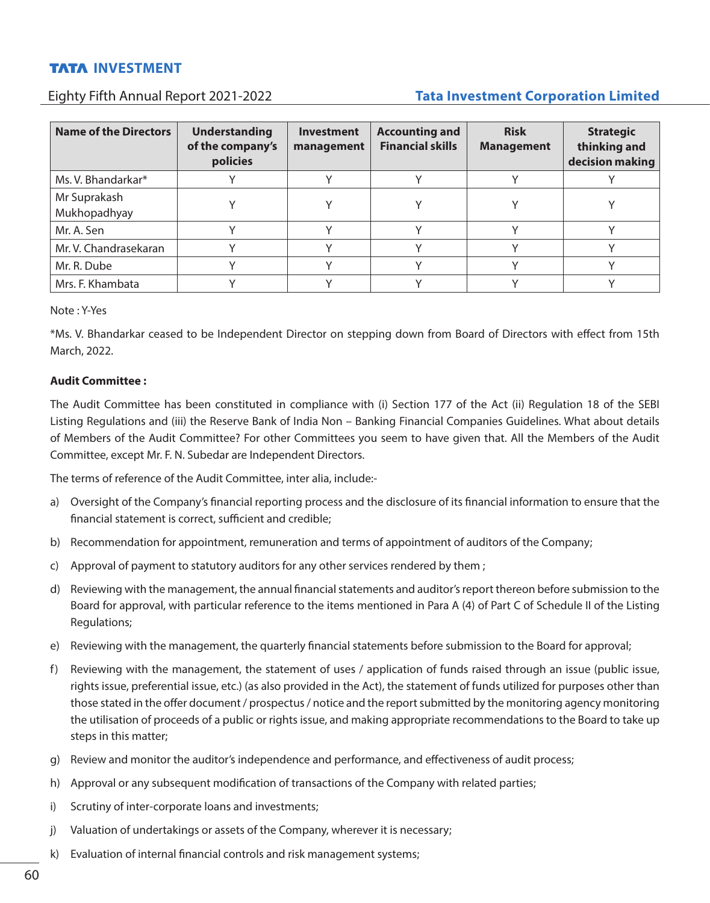| Name of the Directors | Understanding of the company's policies | Investment management | Accounting and Financial skills | Risk Management | Strategic thinking and decision making |
|---|---|---|---|---|---|
| Ms. V. Bhandarkar* | Y | Y | Y | Y | Y |
| Mr Suprakash Mukhopadhyay | Y | Y | Y | Y | Y |
| Mr. A. Sen | Y | Y | Y | Y | Y |
| Mr. V. Chandrasekaran | Y | Y | Y | Y | Y |
| Mr. R. Dube | Y | Y | Y | Y | Y |
| Mrs. F. Khambata | Y | Y | Y | Y | Y |

Note : Y-Yes

*Ms. V. Bhandarkar ceased to be Independent Director on stepping down from Board of Directors with effect from 15th March, 2022.

**Audit Committee :**

The Audit Committee has been constituted in compliance with (i) Section 177 of the Act (ii) Regulation 18 of the SEBI Listing Regulations and (iii) the Reserve Bank of India Non – Banking Financial Companies Guidelines. What about details of Members of the Audit Committee? For other Committees you seem to have given that. All the Members of the Audit Committee, except Mr. F. N. Subedar are Independent Directors.

The terms of reference of the Audit Committee, inter alia, include:-

a) Oversight of the Company's financial reporting process and the disclosure of its financial information to ensure that the financial statement is correct, sufficient and credible;

b) Recommendation for appointment, remuneration and terms of appointment of auditors of the Company;

c) Approval of payment to statutory auditors for any other services rendered by them ;

d) Reviewing with the management, the annual financial statements and auditor's report thereon before submission to the Board for approval, with particular reference to the items mentioned in Para A (4) of Part C of Schedule II of the Listing Regulations;

e) Reviewing with the management, the quarterly financial statements before submission to the Board for approval;

f) Reviewing with the management, the statement of uses / application of funds raised through an issue (public issue, rights issue, preferential issue, etc.) (as also provided in the Act), the statement of funds utilized for purposes other than those stated in the offer document / prospectus / notice and the report submitted by the monitoring agency monitoring the utilisation of proceeds of a public or rights issue, and making appropriate recommendations to the Board to take up steps in this matter;

g) Review and monitor the auditor's independence and performance, and effectiveness of audit process;

h) Approval or any subsequent modification of transactions of the Company with related parties;

i) Scrutiny of inter-corporate loans and investments;

j) Valuation of undertakings or assets of the Company, wherever it is necessary;

k) Evaluation of internal financial controls and risk management systems;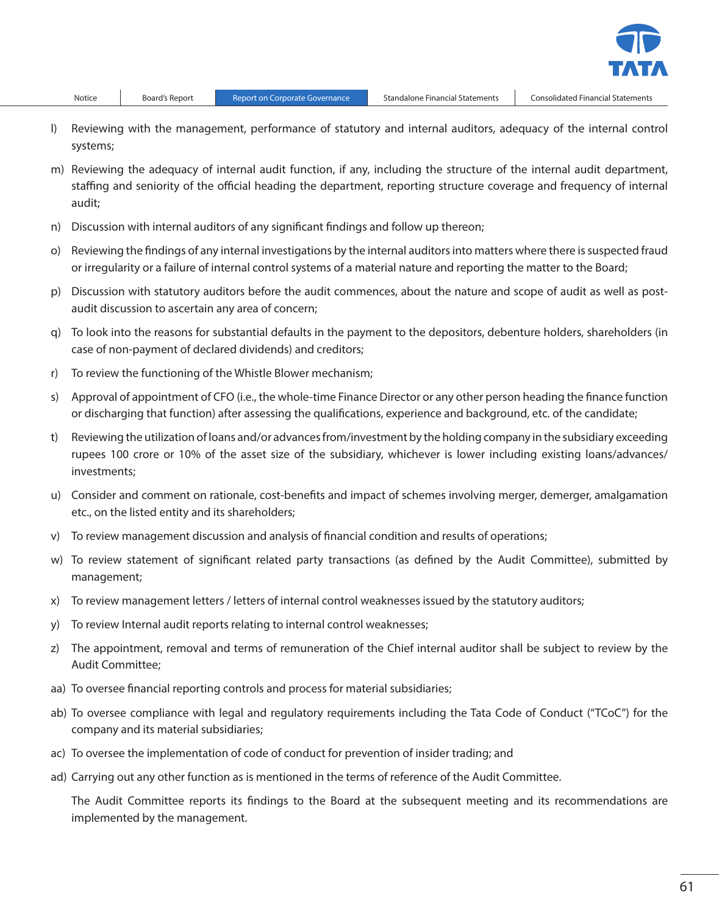l) Reviewing with the management, performance of statutory and internal auditors, adequacy of the internal control systems;

m) Reviewing the adequacy of internal audit function, if any, including the structure of the internal audit department, staffing and seniority of the official heading the department, reporting structure coverage and frequency of internal audit;

n) Discussion with internal auditors of any significant findings and follow up thereon;

o) Reviewing the findings of any internal investigations by the internal auditors into matters where there is suspected fraud or irregularity or a failure of internal control systems of a material nature and reporting the matter to the Board;

p) Discussion with statutory auditors before the audit commences, about the nature and scope of audit as well as post-audit discussion to ascertain any area of concern;

q) To look into the reasons for substantial defaults in the payment to the depositors, debenture holders, shareholders (in case of non-payment of declared dividends) and creditors;

r) To review the functioning of the Whistle Blower mechanism;

s) Approval of appointment of CFO (i.e., the whole-time Finance Director or any other person heading the finance function or discharging that function) after assessing the qualifications, experience and background, etc. of the candidate;

t) Reviewing the utilization of loans and/or advances from/investment by the holding company in the subsidiary exceeding rupees 100 crore or 10% of the asset size of the subsidiary, whichever is lower including existing loans/advances/ investments;

u) Consider and comment on rationale, cost-benefits and impact of schemes involving merger, demerger, amalgamation etc., on the listed entity and its shareholders;

v) To review management discussion and analysis of financial condition and results of operations;

w) To review statement of significant related party transactions (as defined by the Audit Committee), submitted by management;

x) To review management letters / letters of internal control weaknesses issued by the statutory auditors;

y) To review Internal audit reports relating to internal control weaknesses;

z) The appointment, removal and terms of remuneration of the Chief internal auditor shall be subject to review by the Audit Committee;

aa) To oversee financial reporting controls and process for material subsidiaries;

ab) To oversee compliance with legal and regulatory requirements including the Tata Code of Conduct ("TCoC") for the company and its material subsidiaries;

ac) To oversee the implementation of code of conduct for prevention of insider trading; and

ad) Carrying out any other function as is mentioned in the terms of reference of the Audit Committee.

The Audit Committee reports its findings to the Board at the subsequent meeting and its recommendations are implemented by the management.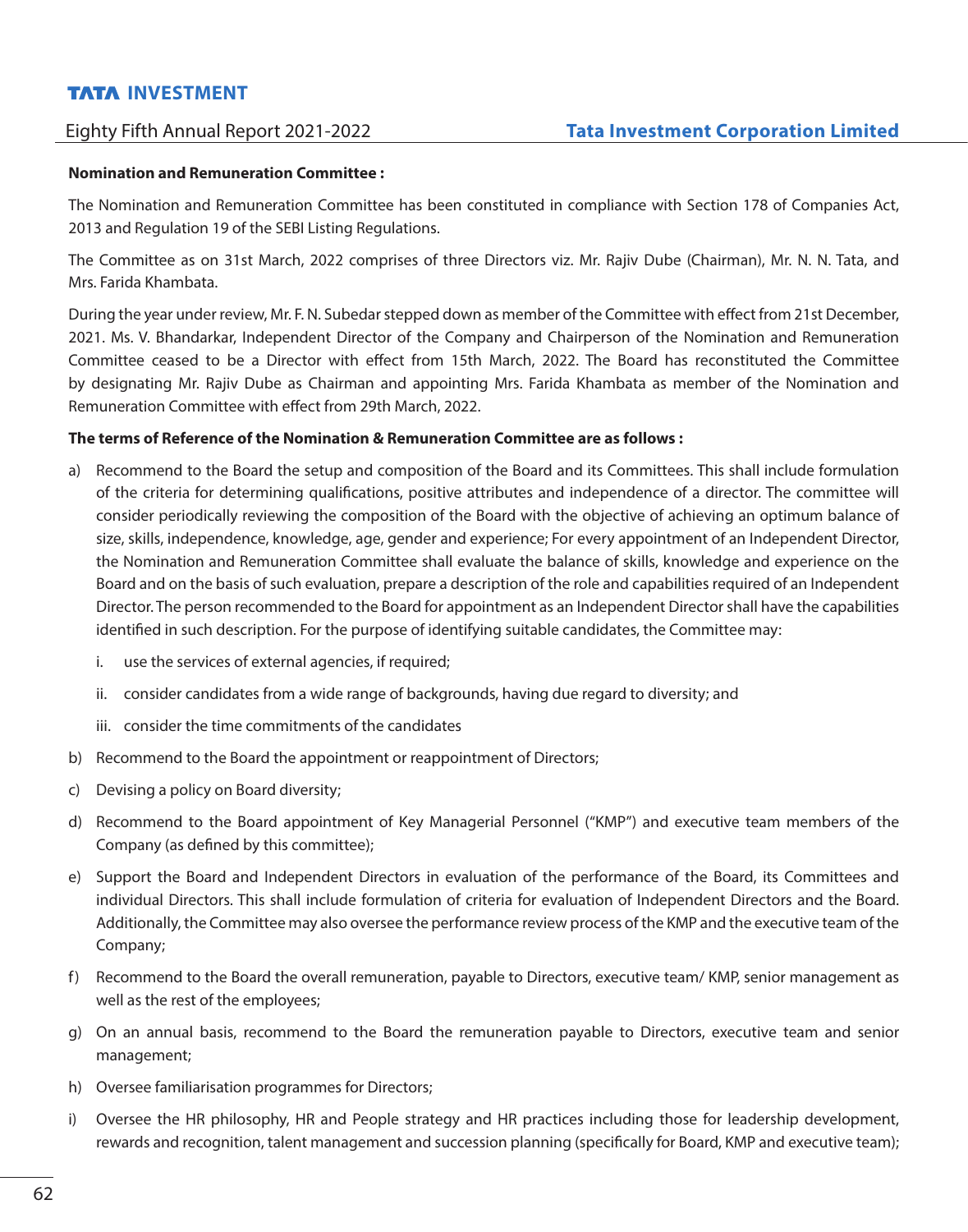**Nomination and Remuneration Committee :**

The Nomination and Remuneration Committee has been constituted in compliance with Section 178 of Companies Act, 2013 and Regulation 19 of the SEBI Listing Regulations.

The Committee as on 31st March, 2022 comprises of three Directors viz. Mr. Rajiv Dube (Chairman), Mr. N. N. Tata, and Mrs. Farida Khambata.

During the year under review, Mr. F. N. Subedar stepped down as member of the Committee with effect from 21st December, 2021. Ms. V. Bhandarkar, Independent Director of the Company and Chairperson of the Nomination and Remuneration Committee ceased to be a Director with effect from 15th March, 2022. The Board has reconstituted the Committee by designating Mr. Rajiv Dube as Chairman and appointing Mrs. Farida Khambata as member of the Nomination and Remuneration Committee with effect from 29th March, 2022.

**The terms of Reference of the Nomination & Remuneration Committee are as follows :**

a) Recommend to the Board the setup and composition of the Board and its Committees. This shall include formulation of the criteria for determining qualifications, positive attributes and independence of a director. The committee will consider periodically reviewing the composition of the Board with the objective of achieving an optimum balance of size, skills, independence, knowledge, age, gender and experience; For every appointment of an Independent Director, the Nomination and Remuneration Committee shall evaluate the balance of skills, knowledge and experience on the Board and on the basis of such evaluation, prepare a description of the role and capabilities required of an Independent Director. The person recommended to the Board for appointment as an Independent Director shall have the capabilities identified in such description. For the purpose of identifying suitable candidates, the Committee may:

   i. use the services of external agencies, if required;

   ii. consider candidates from a wide range of backgrounds, having due regard to diversity; and

   iii. consider the time commitments of the candidates

b) Recommend to the Board the appointment or reappointment of Directors;

c) Devising a policy on Board diversity;

d) Recommend to the Board appointment of Key Managerial Personnel ("KMP") and executive team members of the Company (as defined by this committee);

e) Support the Board and Independent Directors in evaluation of the performance of the Board, its Committees and individual Directors. This shall include formulation of criteria for evaluation of Independent Directors and the Board. Additionally, the Committee may also oversee the performance review process of the KMP and the executive team of the Company;

f) Recommend to the Board the overall remuneration, payable to Directors, executive team/ KMP, senior management as well as the rest of the employees;

g) On an annual basis, recommend to the Board the remuneration payable to Directors, executive team and senior management;

h) Oversee familiarisation programmes for Directors;

i) Oversee the HR philosophy, HR and People strategy and HR practices including those for leadership development, rewards and recognition, talent management and succession planning (specifically for Board, KMP and executive team);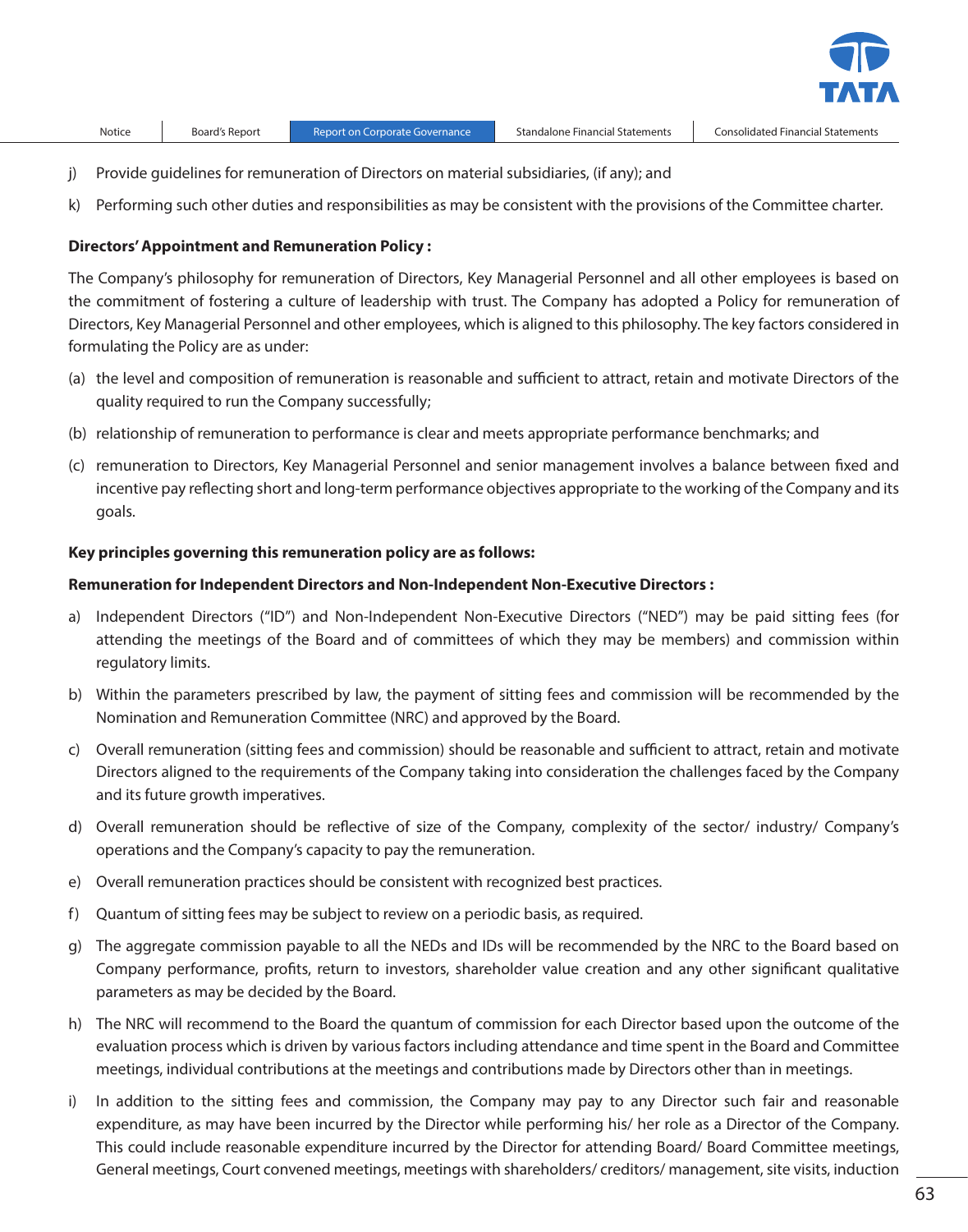j) Provide guidelines for remuneration of Directors on material subsidiaries, (if any); and

k) Performing such other duties and responsibilities as may be consistent with the provisions of the Committee charter.

**Directors' Appointment and Remuneration Policy :**

The Company's philosophy for remuneration of Directors, Key Managerial Personnel and all other employees is based on the commitment of fostering a culture of leadership with trust. The Company has adopted a Policy for remuneration of Directors, Key Managerial Personnel and other employees, which is aligned to this philosophy. The key factors considered in formulating the Policy are as under:

(a) the level and composition of remuneration is reasonable and sufficient to attract, retain and motivate Directors of the quality required to run the Company successfully;

(b) relationship of remuneration to performance is clear and meets appropriate performance benchmarks; and

(c) remuneration to Directors, Key Managerial Personnel and senior management involves a balance between fixed and incentive pay reflecting short and long-term performance objectives appropriate to the working of the Company and its goals.

**Key principles governing this remuneration policy are as follows:**

**Remuneration for Independent Directors and Non-Independent Non-Executive Directors :**

a) Independent Directors ("ID") and Non-Independent Non-Executive Directors ("NED") may be paid sitting fees (for attending the meetings of the Board and of committees of which they may be members) and commission within regulatory limits.

b) Within the parameters prescribed by law, the payment of sitting fees and commission will be recommended by the Nomination and Remuneration Committee (NRC) and approved by the Board.

c) Overall remuneration (sitting fees and commission) should be reasonable and sufficient to attract, retain and motivate Directors aligned to the requirements of the Company taking into consideration the challenges faced by the Company and its future growth imperatives.

d) Overall remuneration should be reflective of size of the Company, complexity of the sector/ industry/ Company's operations and the Company's capacity to pay the remuneration.

e) Overall remuneration practices should be consistent with recognized best practices.

f) Quantum of sitting fees may be subject to review on a periodic basis, as required.

g) The aggregate commission payable to all the NEDs and IDs will be recommended by the NRC to the Board based on Company performance, profits, return to investors, shareholder value creation and any other significant qualitative parameters as may be decided by the Board.

h) The NRC will recommend to the Board the quantum of commission for each Director based upon the outcome of the evaluation process which is driven by various factors including attendance and time spent in the Board and Committee meetings, individual contributions at the meetings and contributions made by Directors other than in meetings.

i) In addition to the sitting fees and commission, the Company may pay to any Director such fair and reasonable expenditure, as may have been incurred by the Director while performing his/ her role as a Director of the Company. This could include reasonable expenditure incurred by the Director for attending Board/ Board Committee meetings, General meetings, Court convened meetings, meetings with shareholders/ creditors/ management, site visits, induction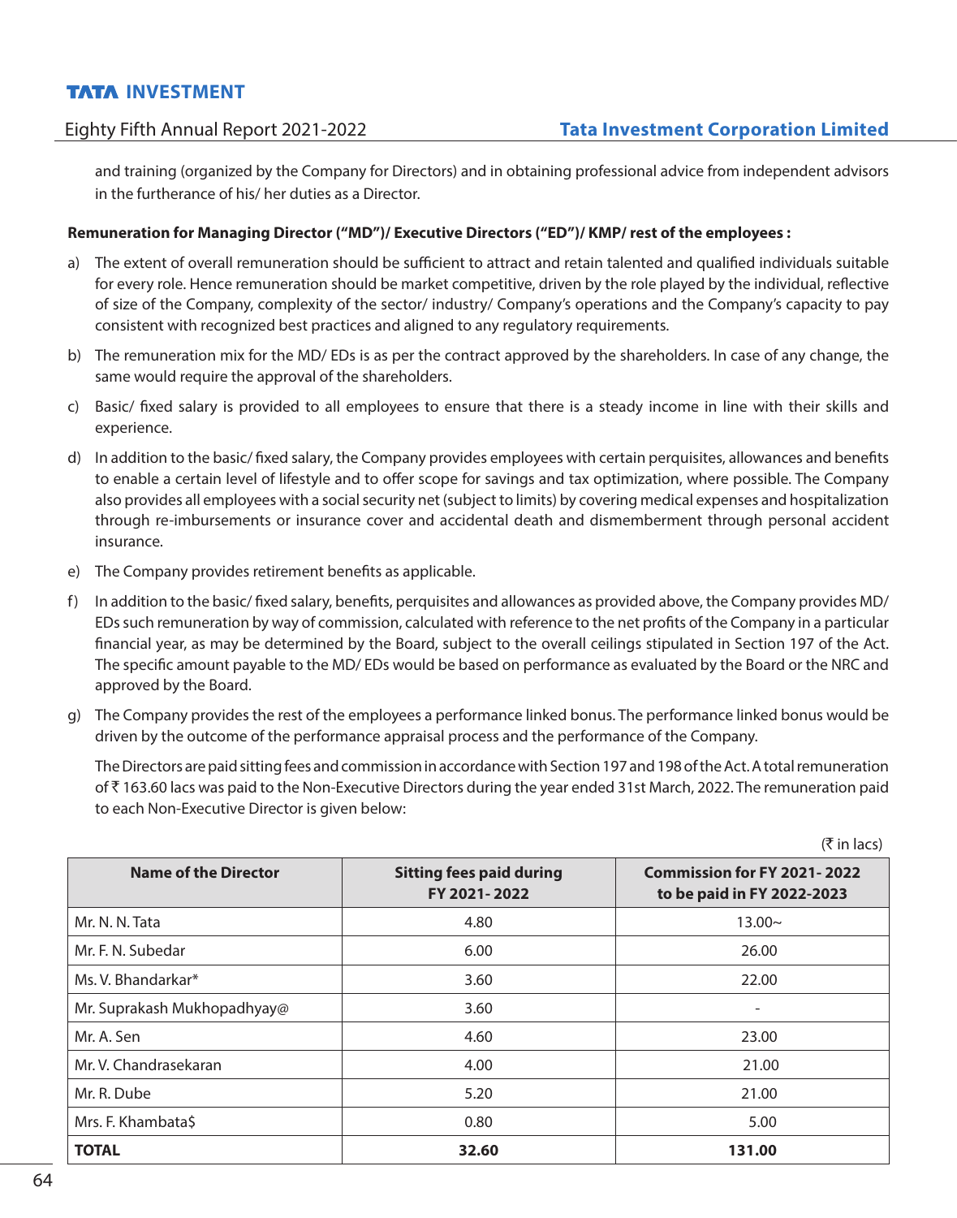and training (organized by the Company for Directors) and in obtaining professional advice from independent advisors in the furtherance of his/ her duties as a Director.

**Remuneration for Managing Director ("MD")/ Executive Directors ("ED")/ KMP/ rest of the employees :**

a) The extent of overall remuneration should be sufficient to attract and retain talented and qualified individuals suitable for every role. Hence remuneration should be market competitive, driven by the role played by the individual, reflective of size of the Company, complexity of the sector/ industry/ Company's operations and the Company's capacity to pay consistent with recognized best practices and aligned to any regulatory requirements.

b) The remuneration mix for the MD/ EDs is as per the contract approved by the shareholders. In case of any change, the same would require the approval of the shareholders.

c) Basic/ fixed salary is provided to all employees to ensure that there is a steady income in line with their skills and experience.

d) In addition to the basic/ fixed salary, the Company provides employees with certain perquisites, allowances and benefits to enable a certain level of lifestyle and to offer scope for savings and tax optimization, where possible. The Company also provides all employees with a social security net (subject to limits) by covering medical expenses and hospitalization through re-imbursements or insurance cover and accidental death and dismemberment through personal accident insurance.

e) The Company provides retirement benefits as applicable.

f) In addition to the basic/ fixed salary, benefits, perquisites and allowances as provided above, the Company provides MD/ EDs such remuneration by way of commission, calculated with reference to the net profits of the Company in a particular financial year, as may be determined by the Board, subject to the overall ceilings stipulated in Section 197 of the Act. The specific amount payable to the MD/ EDs would be based on performance as evaluated by the Board or the NRC and approved by the Board.

g) The Company provides the rest of the employees a performance linked bonus. The performance linked bonus would be driven by the outcome of the performance appraisal process and the performance of the Company.

The Directors are paid sitting fees and commission in accordance with Section 197 and 198 of the Act. A total remuneration of ₹ 163.60 lacs was paid to the Non-Executive Directors during the year ended 31st March, 2022. The remuneration paid to each Non-Executive Director is given below:

(₹ in lacs)

| Name of the Director | Sitting fees paid during FY 2021-2022 | Commission for FY 2021-2022 to be paid in FY 2022-2023 |
|---|---|---|
| Mr. N. N. Tata | 4.80 | 13.00~ |
| Mr. F. N. Subedar | 6.00 | 26.00 |
| Ms. V. Bhandarkar* | 3.60 | 22.00 |
| Mr. Suprakash Mukhopadhyay@ | 3.60 | - |
| Mr. A. Sen | 4.60 | 23.00 |
| Mr. V. Chandrasekaran | 4.00 | 21.00 |
| Mr. R. Dube | 5.20 | 21.00 |
| Mrs. F. Khambata$ | 0.80 | 5.00 |
| **TOTAL** | **32.60** | **131.00** |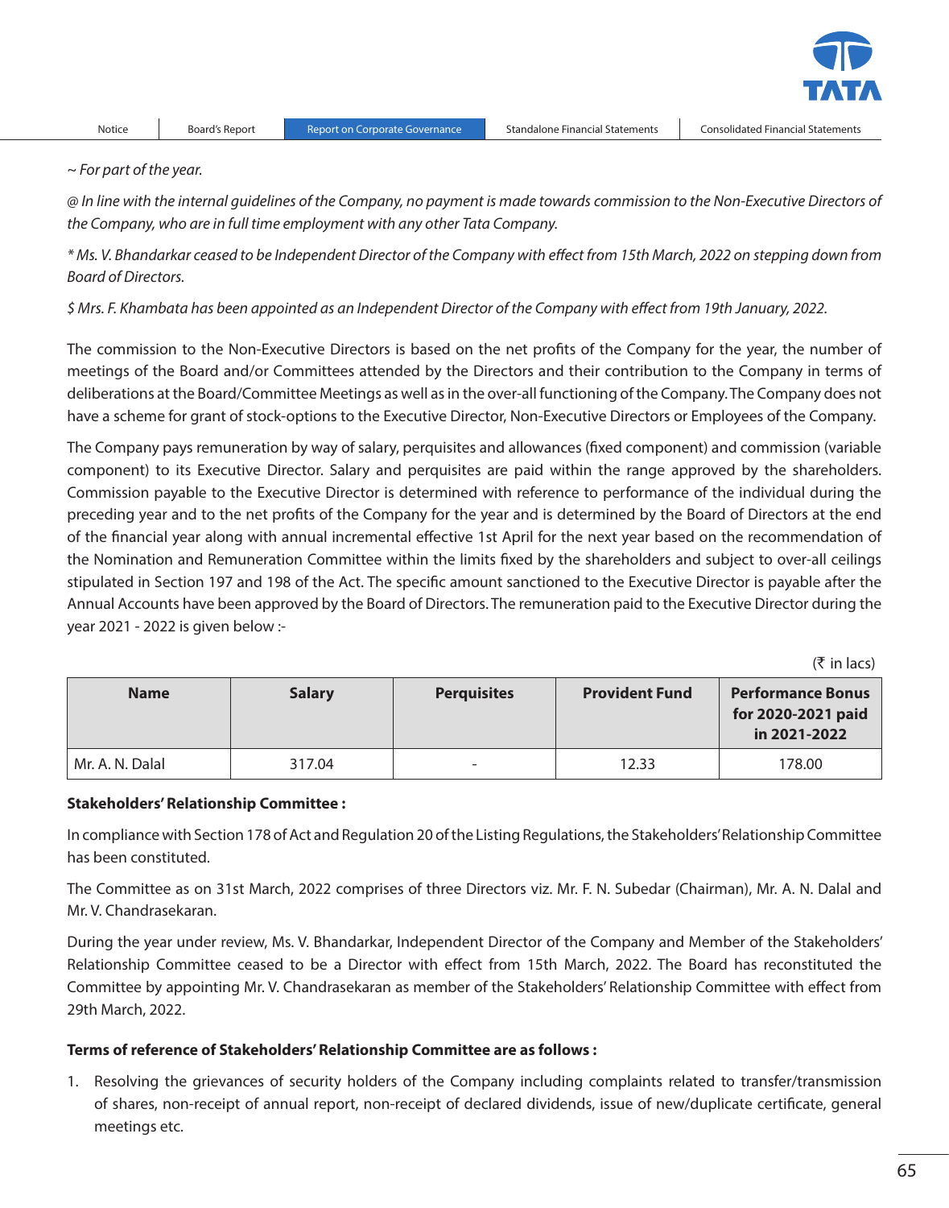*~ For part of the year.*

*@ In line with the internal guidelines of the Company, no payment is made towards commission to the Non-Executive Directors of the Company, who are in full time employment with any other Tata Company.*

** Ms. V. Bhandarkar ceased to be Independent Director of the Company with effect from 15th March, 2022 on stepping down from Board of Directors.*

*$ Mrs. F. Khambata has been appointed as an Independent Director of the Company with effect from 19th January, 2022.*

The commission to the Non-Executive Directors is based on the net profits of the Company for the year, the number of meetings of the Board and/or Committees attended by the Directors and their contribution to the Company in terms of deliberations at the Board/Committee Meetings as well as in the over-all functioning of the Company. The Company does not have a scheme for grant of stock-options to the Executive Director, Non-Executive Directors or Employees of the Company.

The Company pays remuneration by way of salary, perquisites and allowances (fixed component) and commission (variable component) to its Executive Director. Salary and perquisites are paid within the range approved by the shareholders. Commission payable to the Executive Director is determined with reference to performance of the individual during the preceding year and to the net profits of the Company for the year and is determined by the Board of Directors at the end of the financial year along with annual incremental effective 1st April for the next year based on the recommendation of the Nomination and Remuneration Committee within the limits fixed by the shareholders and subject to over-all ceilings stipulated in Section 197 and 198 of the Act. The specific amount sanctioned to the Executive Director is payable after the Annual Accounts have been approved by the Board of Directors. The remuneration paid to the Executive Director during the year 2021 - 2022 is given below :-

(₹ in lacs)

| Name | Salary | Perquisites | Provident Fund | Performance Bonus for 2020-2021 paid in 2021-2022 |
|---|---|---|---|---|
| Mr. A. N. Dalal | 317.04 | - | 12.33 | 178.00 |

**Stakeholders' Relationship Committee :**

In compliance with Section 178 of Act and Regulation 20 of the Listing Regulations, the Stakeholders' Relationship Committee has been constituted.

The Committee as on 31st March, 2022 comprises of three Directors viz. Mr. F. N. Subedar (Chairman), Mr. A. N. Dalal and Mr. V. Chandrasekaran.

During the year under review, Ms. V. Bhandarkar, Independent Director of the Company and Member of the Stakeholders' Relationship Committee ceased to be a Director with effect from 15th March, 2022. The Board has reconstituted the Committee by appointing Mr. V. Chandrasekaran as member of the Stakeholders' Relationship Committee with effect from 29th March, 2022.

**Terms of reference of Stakeholders' Relationship Committee are as follows :**

1. Resolving the grievances of security holders of the Company including complaints related to transfer/transmission of shares, non-receipt of annual report, non-receipt of declared dividends, issue of new/duplicate certificate, general meetings etc.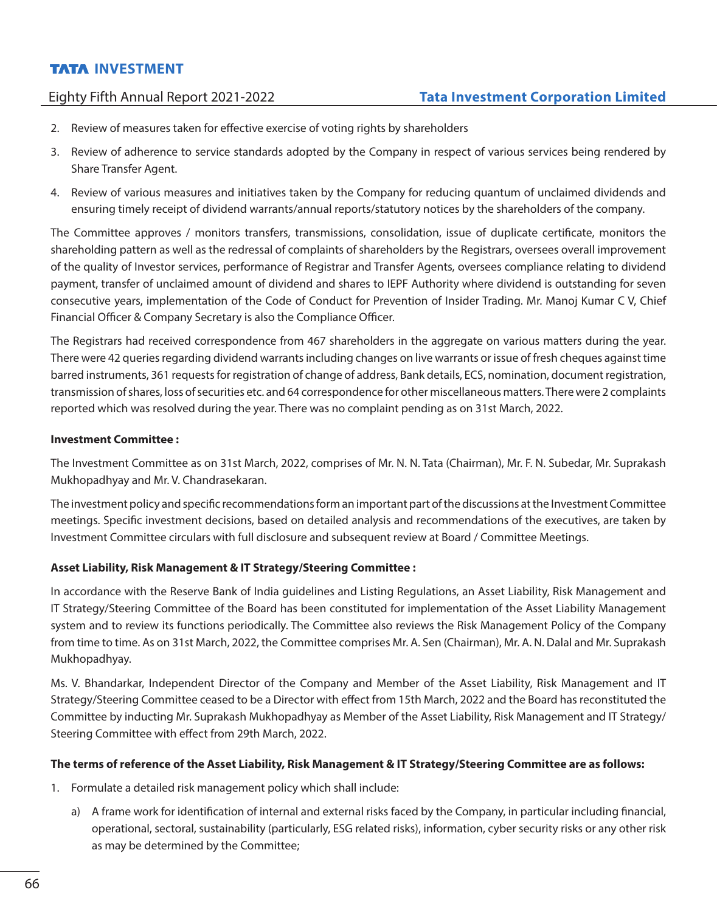2. Review of measures taken for effective exercise of voting rights by shareholders
3. Review of adherence to service standards adopted by the Company in respect of various services being rendered by Share Transfer Agent.
4. Review of various measures and initiatives taken by the Company for reducing quantum of unclaimed dividends and ensuring timely receipt of dividend warrants/annual reports/statutory notices by the shareholders of the company.

The Committee approves / monitors transfers, transmissions, consolidation, issue of duplicate certificate, monitors the shareholding pattern as well as the redressal of complaints of shareholders by the Registrars, oversees overall improvement of the quality of Investor services, performance of Registrar and Transfer Agents, oversees compliance relating to dividend payment, transfer of unclaimed amount of dividend and shares to IEPF Authority where dividend is outstanding for seven consecutive years, implementation of the Code of Conduct for Prevention of Insider Trading. Mr. Manoj Kumar C V, Chief Financial Officer & Company Secretary is also the Compliance Officer.

The Registrars had received correspondence from 467 shareholders in the aggregate on various matters during the year. There were 42 queries regarding dividend warrants including changes on live warrants or issue of fresh cheques against time barred instruments, 361 requests for registration of change of address, Bank details, ECS, nomination, document registration, transmission of shares, loss of securities etc. and 64 correspondence for other miscellaneous matters. There were 2 complaints reported which was resolved during the year. There was no complaint pending as on 31st March, 2022.

**Investment Committee :**

The Investment Committee as on 31st March, 2022, comprises of Mr. N. N. Tata (Chairman), Mr. F. N. Subedar, Mr. Suprakash Mukhopadhyay and Mr. V. Chandrasekaran.

The investment policy and specific recommendations form an important part of the discussions at the Investment Committee meetings. Specific investment decisions, based on detailed analysis and recommendations of the executives, are taken by Investment Committee circulars with full disclosure and subsequent review at Board / Committee Meetings.

**Asset Liability, Risk Management & IT Strategy/Steering Committee :**

In accordance with the Reserve Bank of India guidelines and Listing Regulations, an Asset Liability, Risk Management and IT Strategy/Steering Committee of the Board has been constituted for implementation of the Asset Liability Management system and to review its functions periodically. The Committee also reviews the Risk Management Policy of the Company from time to time. As on 31st March, 2022, the Committee comprises Mr. A. Sen (Chairman), Mr. A. N. Dalal and Mr. Suprakash Mukhopadhyay.

Ms. V. Bhandarkar, Independent Director of the Company and Member of the Asset Liability, Risk Management and IT Strategy/Steering Committee ceased to be a Director with effect from 15th March, 2022 and the Board has reconstituted the Committee by inducting Mr. Suprakash Mukhopadhyay as Member of the Asset Liability, Risk Management and IT Strategy/ Steering Committee with effect from 29th March, 2022.

**The terms of reference of the Asset Liability, Risk Management & IT Strategy/Steering Committee are as follows:**

1. Formulate a detailed risk management policy which shall include:
   a) A frame work for identification of internal and external risks faced by the Company, in particular including financial, operational, sectoral, sustainability (particularly, ESG related risks), information, cyber security risks or any other risk as may be determined by the Committee;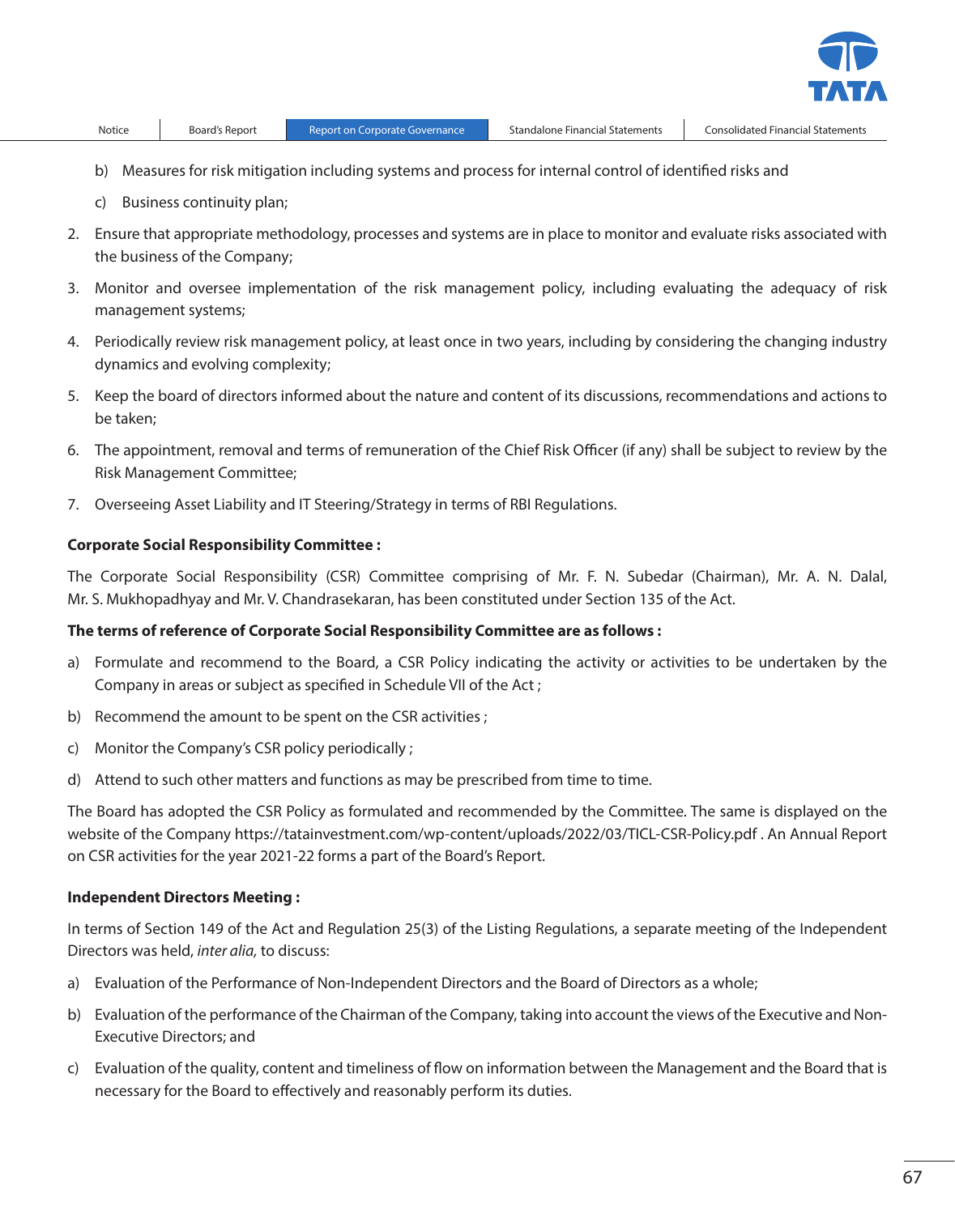b) Measures for risk mitigation including systems and process for internal control of identified risks and

   c) Business continuity plan;

2. Ensure that appropriate methodology, processes and systems are in place to monitor and evaluate risks associated with the business of the Company;

3. Monitor and oversee implementation of the risk management policy, including evaluating the adequacy of risk management systems;

4. Periodically review risk management policy, at least once in two years, including by considering the changing industry dynamics and evolving complexity;

5. Keep the board of directors informed about the nature and content of its discussions, recommendations and actions to be taken;

6. The appointment, removal and terms of remuneration of the Chief Risk Officer (if any) shall be subject to review by the Risk Management Committee;

7. Overseeing Asset Liability and IT Steering/Strategy in terms of RBI Regulations.

**Corporate Social Responsibility Committee :**

The Corporate Social Responsibility (CSR) Committee comprising of Mr. F. N. Subedar (Chairman), Mr. A. N. Dalal, Mr. S. Mukhopadhyay and Mr. V. Chandrasekaran, has been constituted under Section 135 of the Act.

**The terms of reference of Corporate Social Responsibility Committee are as follows :**

a) Formulate and recommend to the Board, a CSR Policy indicating the activity or activities to be undertaken by the Company in areas or subject as specified in Schedule VII of the Act ;

b) Recommend the amount to be spent on the CSR activities ;

c) Monitor the Company's CSR policy periodically ;

d) Attend to such other matters and functions as may be prescribed from time to time.

The Board has adopted the CSR Policy as formulated and recommended by the Committee. The same is displayed on the website of the Company https://tatainvestment.com/wp-content/uploads/2022/03/TICL-CSR-Policy.pdf . An Annual Report on CSR activities for the year 2021-22 forms a part of the Board's Report.

**Independent Directors Meeting :**

In terms of Section 149 of the Act and Regulation 25(3) of the Listing Regulations, a separate meeting of the Independent Directors was held, *inter alia,* to discuss:

a) Evaluation of the Performance of Non-Independent Directors and the Board of Directors as a whole;

b) Evaluation of the performance of the Chairman of the Company, taking into account the views of the Executive and Non-Executive Directors; and

c) Evaluation of the quality, content and timeliness of flow on information between the Management and the Board that is necessary for the Board to effectively and reasonably perform its duties.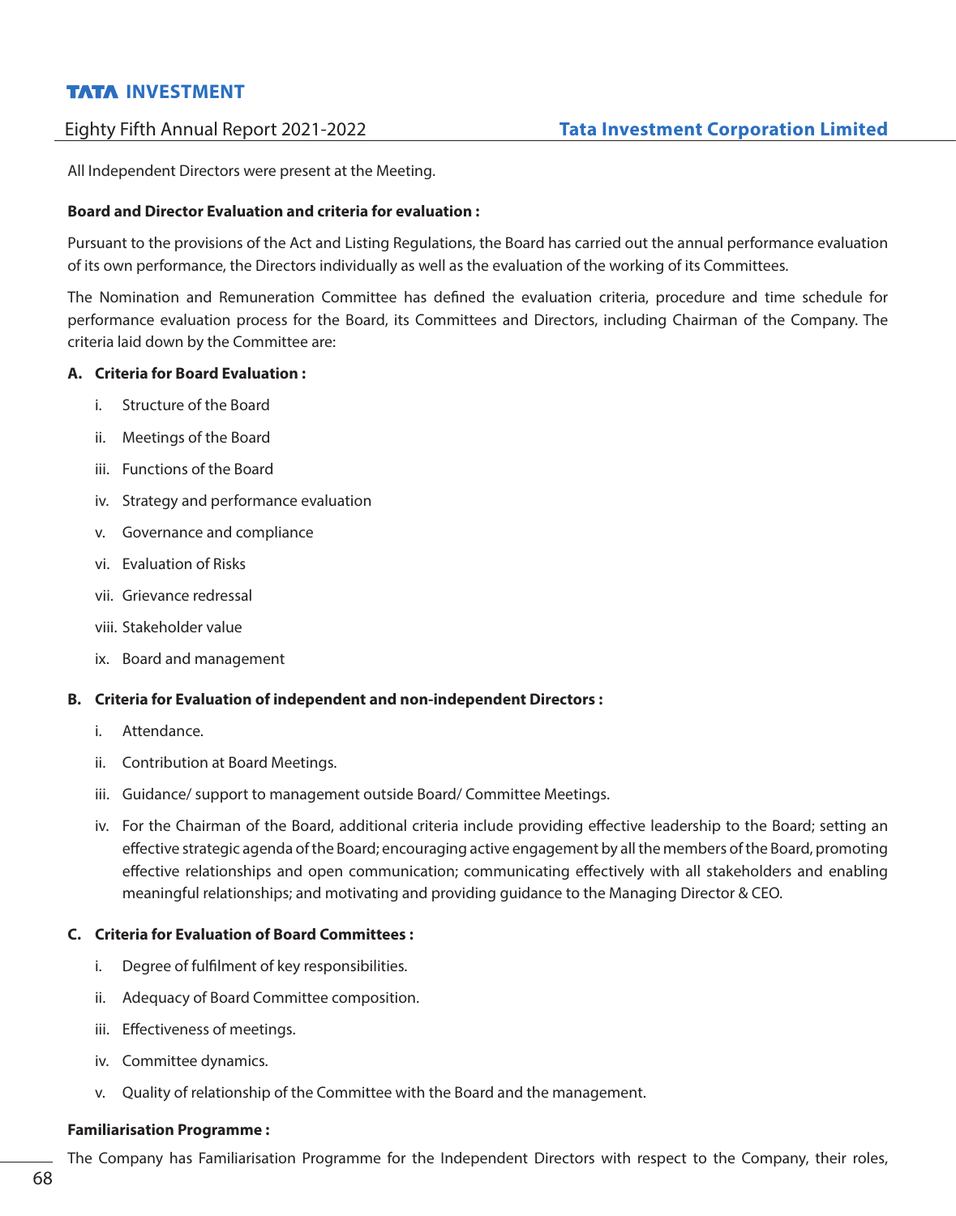All Independent Directors were present at the Meeting.

**Board and Director Evaluation and criteria for evaluation :**

Pursuant to the provisions of the Act and Listing Regulations, the Board has carried out the annual performance evaluation of its own performance, the Directors individually as well as the evaluation of the working of its Committees.

The Nomination and Remuneration Committee has defined the evaluation criteria, procedure and time schedule for performance evaluation process for the Board, its Committees and Directors, including Chairman of the Company. The criteria laid down by the Committee are:

**A. Criteria for Board Evaluation :**

i. Structure of the Board

ii. Meetings of the Board

iii. Functions of the Board

iv. Strategy and performance evaluation

v. Governance and compliance

vi. Evaluation of Risks

vii. Grievance redressal

viii. Stakeholder value

ix. Board and management

**B. Criteria for Evaluation of independent and non-independent Directors :**

i. Attendance.

ii. Contribution at Board Meetings.

iii. Guidance/ support to management outside Board/ Committee Meetings.

iv. For the Chairman of the Board, additional criteria include providing effective leadership to the Board; setting an effective strategic agenda of the Board; encouraging active engagement by all the members of the Board, promoting effective relationships and open communication; communicating effectively with all stakeholders and enabling meaningful relationships; and motivating and providing guidance to the Managing Director & CEO.

**C. Criteria for Evaluation of Board Committees :**

i. Degree of fulfilment of key responsibilities.

ii. Adequacy of Board Committee composition.

iii. Effectiveness of meetings.

iv. Committee dynamics.

v. Quality of relationship of the Committee with the Board and the management.

**Familiarisation Programme :**

The Company has Familiarisation Programme for the Independent Directors with respect to the Company, their roles,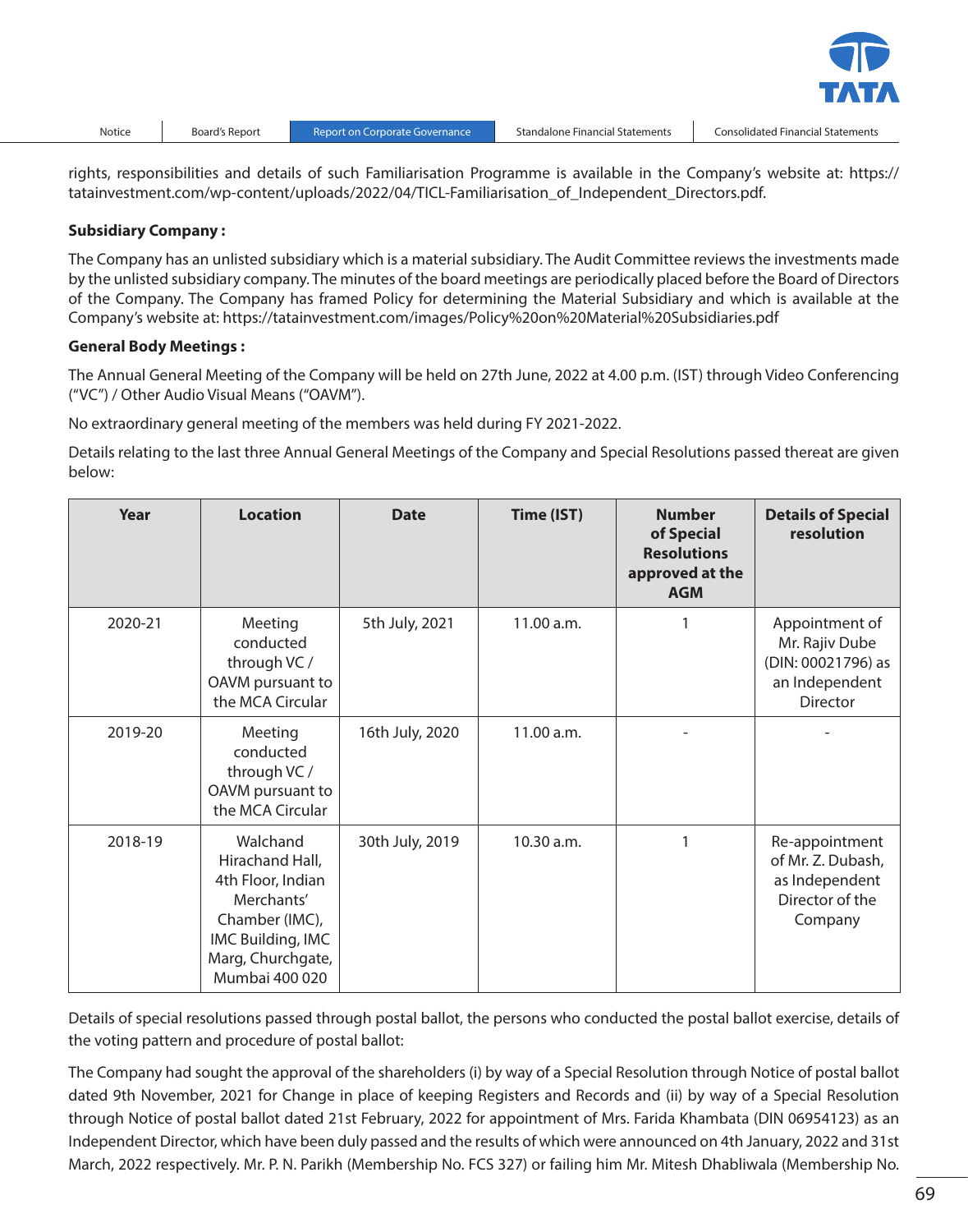rights, responsibilities and details of such Familiarisation Programme is available in the Company's website at: https://tatainvestment.com/wp-content/uploads/2022/04/TICL-Familiarisation_of_Independent_Directors.pdf.

**Subsidiary Company :**

The Company has an unlisted subsidiary which is a material subsidiary. The Audit Committee reviews the investments made by the unlisted subsidiary company. The minutes of the board meetings are periodically placed before the Board of Directors of the Company. The Company has framed Policy for determining the Material Subsidiary and which is available at the Company's website at: https://tatainvestment.com/images/Policy%20on%20Material%20Subsidiaries.pdf

**General Body Meetings :**

The Annual General Meeting of the Company will be held on 27th June, 2022 at 4.00 p.m. (IST) through Video Conferencing ("VC") / Other Audio Visual Means ("OAVM").

No extraordinary general meeting of the members was held during FY 2021-2022.

Details relating to the last three Annual General Meetings of the Company and Special Resolutions passed thereat are given below:

| Year | Location | Date | Time (IST) | Number of Special Resolutions approved at the AGM | Details of Special resolution |
|---|---|---|---|---|---|
| 2020-21 | Meeting conducted through VC / OAVM pursuant to the MCA Circular | 5th July, 2021 | 11.00 a.m. | 1 | Appointment of Mr. Rajiv Dube (DIN: 00021796) as an Independent Director |
| 2019-20 | Meeting conducted through VC / OAVM pursuant to the MCA Circular | 16th July, 2020 | 11.00 a.m. | - | - |
| 2018-19 | Walchand Hirachand Hall, 4th Floor, Indian Merchants' Chamber (IMC), IMC Building, IMC Marg, Churchgate, Mumbai 400 020 | 30th July, 2019 | 10.30 a.m. | 1 | Re-appointment of Mr. Z. Dubash, as Independent Director of the Company |

Details of special resolutions passed through postal ballot, the persons who conducted the postal ballot exercise, details of the voting pattern and procedure of postal ballot:

The Company had sought the approval of the shareholders (i) by way of a Special Resolution through Notice of postal ballot dated 9th November, 2021 for Change in place of keeping Registers and Records and (ii) by way of a Special Resolution through Notice of postal ballot dated 21st February, 2022 for appointment of Mrs. Farida Khambata (DIN 06954123) as an Independent Director, which have been duly passed and the results of which were announced on 4th January, 2022 and 31st March, 2022 respectively. Mr. P. N. Parikh (Membership No. FCS 327) or failing him Mr. Mitesh Dhabliwala (Membership No.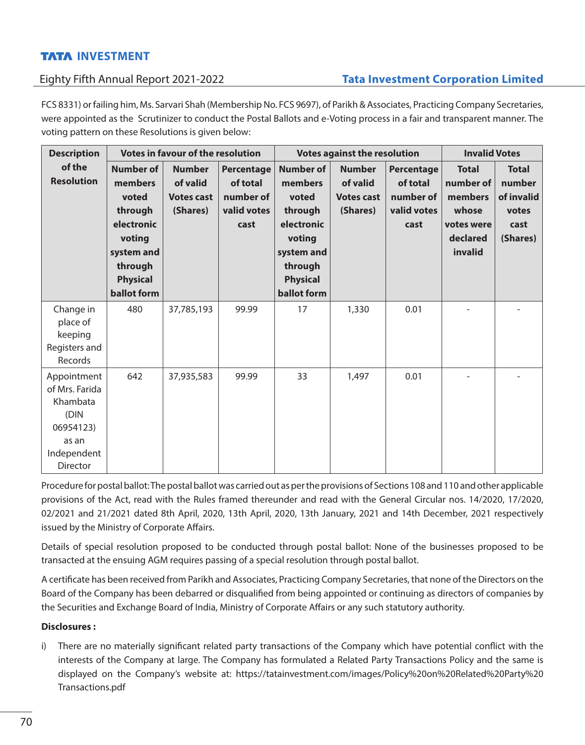FCS 8331) or failing him, Ms. Sarvari Shah (Membership No. FCS 9697), of Parikh & Associates, Practicing Company Secretaries, were appointed as the Scrutinizer to conduct the Postal Ballots and e-Voting process in a fair and transparent manner. The voting pattern on these Resolutions is given below:

| Description of the Resolution | Votes in favour of the resolution | | | Votes against the resolution | | | Invalid Votes | |
|---|---|---|---|---|---|---|---|---|
| | Number of members voted through electronic voting system and through Physical ballot form | Number of valid Votes cast (Shares) | Percentage of total number of valid votes cast | Number of members voted through electronic voting system and through Physical ballot form | Number of valid Votes cast (Shares) | Percentage of total number of valid votes cast | Total number of members whose votes were declared invalid | Total number of invalid votes cast (Shares) |
| Change in place of keeping Registers and Records | 480 | 37,785,193 | 99.99 | 17 | 1,330 | 0.01 | - | - |
| Appointment of Mrs. Farida Khambata (DIN 06954123) as an Independent Director | 642 | 37,935,583 | 99.99 | 33 | 1,497 | 0.01 | - | - |

Procedure for postal ballot: The postal ballot was carried out as per the provisions of Sections 108 and 110 and other applicable provisions of the Act, read with the Rules framed thereunder and read with the General Circular nos. 14/2020, 17/2020, 02/2021 and 21/2021 dated 8th April, 2020, 13th April, 2020, 13th January, 2021 and 14th December, 2021 respectively issued by the Ministry of Corporate Affairs.

Details of special resolution proposed to be conducted through postal ballot: None of the businesses proposed to be transacted at the ensuing AGM requires passing of a special resolution through postal ballot.

A certificate has been received from Parikh and Associates, Practicing Company Secretaries, that none of the Directors on the Board of the Company has been debarred or disqualified from being appointed or continuing as directors of companies by the Securities and Exchange Board of India, Ministry of Corporate Affairs or any such statutory authority.

**Disclosures :**

i) There are no materially significant related party transactions of the Company which have potential conflict with the interests of the Company at large. The Company has formulated a Related Party Transactions Policy and the same is displayed on the Company's website at: https://tatainvestment.com/images/Policy%20on%20Related%20Party%20Transactions.pdf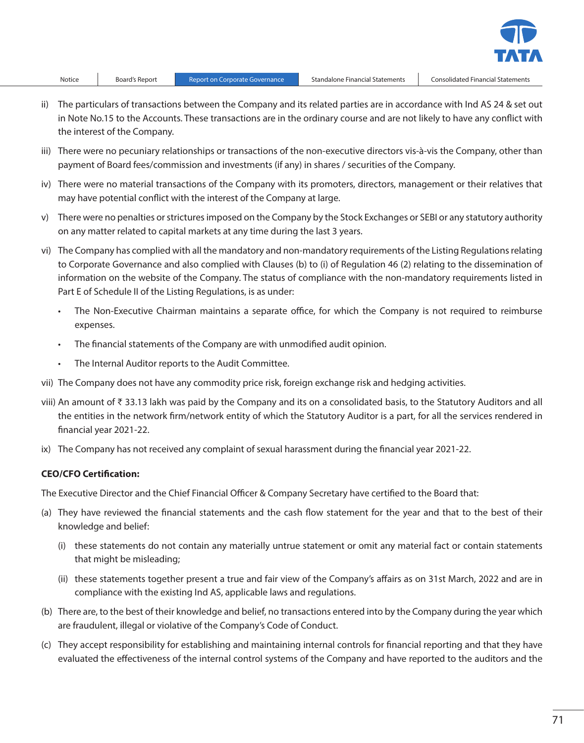ii) The particulars of transactions between the Company and its related parties are in accordance with Ind AS 24 & set out in Note No.15 to the Accounts. These transactions are in the ordinary course and are not likely to have any conflict with the interest of the Company.

iii) There were no pecuniary relationships or transactions of the non-executive directors vis-à-vis the Company, other than payment of Board fees/commission and investments (if any) in shares / securities of the Company.

iv) There were no material transactions of the Company with its promoters, directors, management or their relatives that may have potential conflict with the interest of the Company at large.

v) There were no penalties or strictures imposed on the Company by the Stock Exchanges or SEBI or any statutory authority on any matter related to capital markets at any time during the last 3 years.

vi) The Company has complied with all the mandatory and non-mandatory requirements of the Listing Regulations relating to Corporate Governance and also complied with Clauses (b) to (i) of Regulation 46 (2) relating to the dissemination of information on the website of the Company. The status of compliance with the non-mandatory requirements listed in Part E of Schedule II of the Listing Regulations, is as under:

   - The Non-Executive Chairman maintains a separate office, for which the Company is not required to reimburse expenses.
   - The financial statements of the Company are with unmodified audit opinion.
   - The Internal Auditor reports to the Audit Committee.

vii) The Company does not have any commodity price risk, foreign exchange risk and hedging activities.

viii) An amount of ₹ 33.13 lakh was paid by the Company and its on a consolidated basis, to the Statutory Auditors and all the entities in the network firm/network entity of which the Statutory Auditor is a part, for all the services rendered in financial year 2021-22.

ix) The Company has not received any complaint of sexual harassment during the financial year 2021-22.

**CEO/CFO Certification:**

The Executive Director and the Chief Financial Officer & Company Secretary have certified to the Board that:

(a) They have reviewed the financial statements and the cash flow statement for the year and that to the best of their knowledge and belief:

   (i) these statements do not contain any materially untrue statement or omit any material fact or contain statements that might be misleading;

   (ii) these statements together present a true and fair view of the Company's affairs as on 31st March, 2022 and are in compliance with the existing Ind AS, applicable laws and regulations.

(b) There are, to the best of their knowledge and belief, no transactions entered into by the Company during the year which are fraudulent, illegal or violative of the Company's Code of Conduct.

(c) They accept responsibility for establishing and maintaining internal controls for financial reporting and that they have evaluated the effectiveness of the internal control systems of the Company and have reported to the auditors and the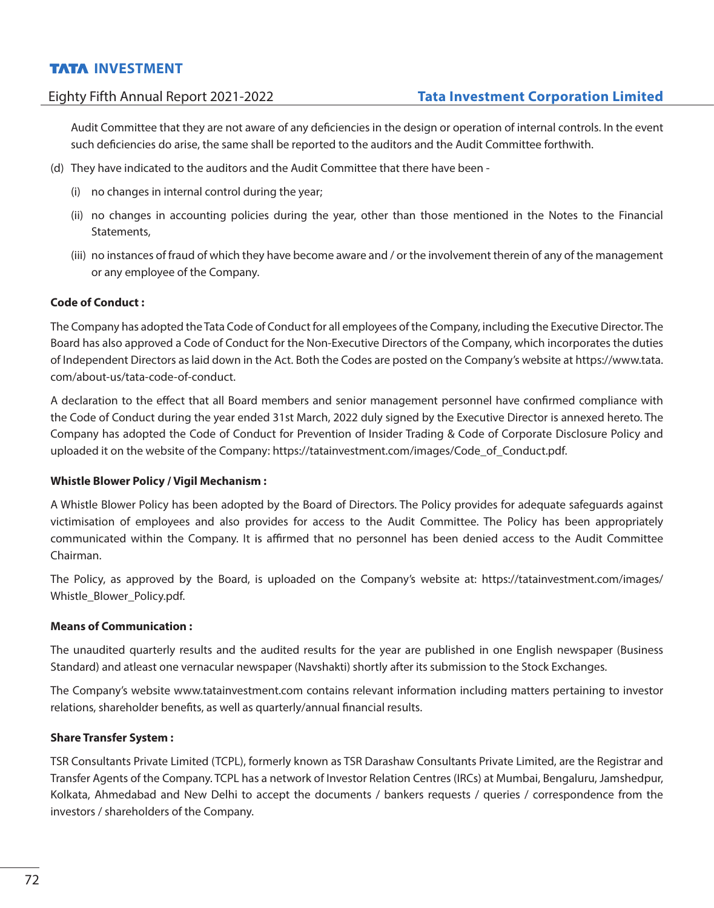Audit Committee that they are not aware of any deficiencies in the design or operation of internal controls. In the event such deficiencies do arise, the same shall be reported to the auditors and the Audit Committee forthwith.

(d) They have indicated to the auditors and the Audit Committee that there have been -

(i) no changes in internal control during the year;

(ii) no changes in accounting policies during the year, other than those mentioned in the Notes to the Financial Statements,

(iii) no instances of fraud of which they have become aware and / or the involvement therein of any of the management or any employee of the Company.

**Code of Conduct :**

The Company has adopted the Tata Code of Conduct for all employees of the Company, including the Executive Director. The Board has also approved a Code of Conduct for the Non-Executive Directors of the Company, which incorporates the duties of Independent Directors as laid down in the Act. Both the Codes are posted on the Company's website at https://www.tata.com/about-us/tata-code-of-conduct.

A declaration to the effect that all Board members and senior management personnel have confirmed compliance with the Code of Conduct during the year ended 31st March, 2022 duly signed by the Executive Director is annexed hereto. The Company has adopted the Code of Conduct for Prevention of Insider Trading & Code of Corporate Disclosure Policy and uploaded it on the website of the Company: https://tatainvestment.com/images/Code_of_Conduct.pdf.

**Whistle Blower Policy / Vigil Mechanism :**

A Whistle Blower Policy has been adopted by the Board of Directors. The Policy provides for adequate safeguards against victimisation of employees and also provides for access to the Audit Committee. The Policy has been appropriately communicated within the Company. It is affirmed that no personnel has been denied access to the Audit Committee Chairman.

The Policy, as approved by the Board, is uploaded on the Company's website at: https://tatainvestment.com/images/Whistle_Blower_Policy.pdf.

**Means of Communication :**

The unaudited quarterly results and the audited results for the year are published in one English newspaper (Business Standard) and atleast one vernacular newspaper (Navshakti) shortly after its submission to the Stock Exchanges.

The Company's website www.tatainvestment.com contains relevant information including matters pertaining to investor relations, shareholder benefits, as well as quarterly/annual financial results.

**Share Transfer System :**

TSR Consultants Private Limited (TCPL), formerly known as TSR Darashaw Consultants Private Limited, are the Registrar and Transfer Agents of the Company. TCPL has a network of Investor Relation Centres (IRCs) at Mumbai, Bengaluru, Jamshedpur, Kolkata, Ahmedabad and New Delhi to accept the documents / bankers requests / queries / correspondence from the investors / shareholders of the Company.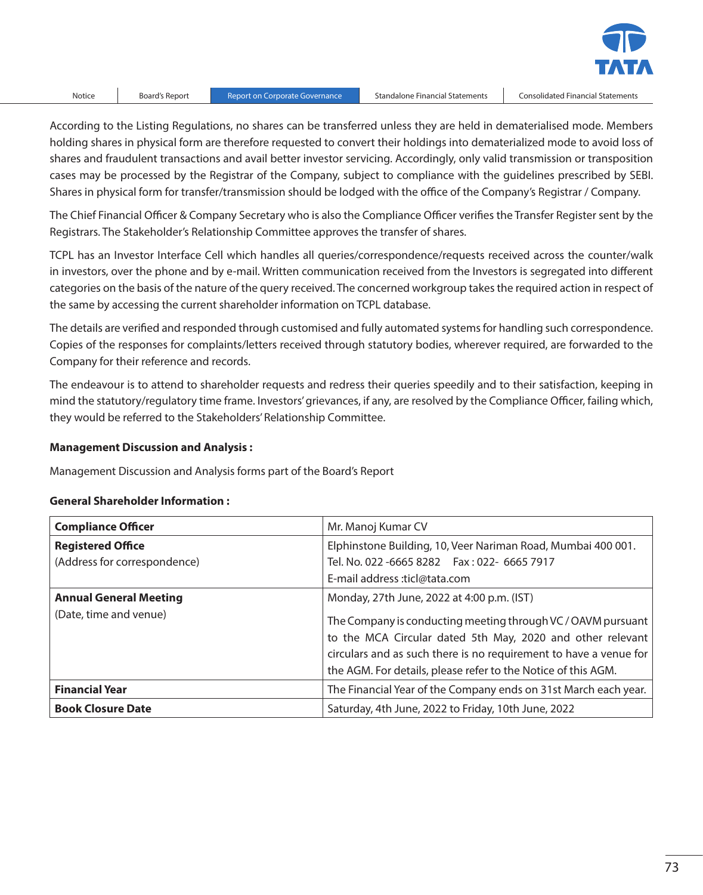According to the Listing Regulations, no shares can be transferred unless they are held in dematerialised mode. Members holding shares in physical form are therefore requested to convert their holdings into dematerialized mode to avoid loss of shares and fraudulent transactions and avail better investor servicing. Accordingly, only valid transmission or transposition cases may be processed by the Registrar of the Company, subject to compliance with the guidelines prescribed by SEBI. Shares in physical form for transfer/transmission should be lodged with the office of the Company's Registrar / Company.

The Chief Financial Officer & Company Secretary who is also the Compliance Officer verifies the Transfer Register sent by the Registrars. The Stakeholder's Relationship Committee approves the transfer of shares.

TCPL has an Investor Interface Cell which handles all queries/correspondence/requests received across the counter/walk in investors, over the phone and by e-mail. Written communication received from the Investors is segregated into different categories on the basis of the nature of the query received. The concerned workgroup takes the required action in respect of the same by accessing the current shareholder information on TCPL database.

The details are verified and responded through customised and fully automated systems for handling such correspondence. Copies of the responses for complaints/letters received through statutory bodies, wherever required, are forwarded to the Company for their reference and records.

The endeavour is to attend to shareholder requests and redress their queries speedily and to their satisfaction, keeping in mind the statutory/regulatory time frame. Investors' grievances, if any, are resolved by the Compliance Officer, failing which, they would be referred to the Stakeholders' Relationship Committee.

**Management Discussion and Analysis :**

Management Discussion and Analysis forms part of the Board's Report

**General Shareholder Information :**

| | |
|---|---|
| **Compliance Officer** | Mr. Manoj Kumar CV |
| **Registered Office**<br>(Address for correspondence) | Elphinstone Building, 10, Veer Nariman Road, Mumbai 400 001.<br>Tel. No. 022 -6665 8282 Fax : 022- 6665 7917<br>E-mail address :ticl@tata.com |
| **Annual General Meeting**<br>(Date, time and venue) | Monday, 27th June, 2022 at 4:00 p.m. (IST)<br>The Company is conducting meeting through VC / OAVM pursuant to the MCA Circular dated 5th May, 2020 and other relevant circulars and as such there is no requirement to have a venue for the AGM. For details, please refer to the Notice of this AGM. |
| **Financial Year** | The Financial Year of the Company ends on 31st March each year. |
| **Book Closure Date** | Saturday, 4th June, 2022 to Friday, 10th June, 2022 |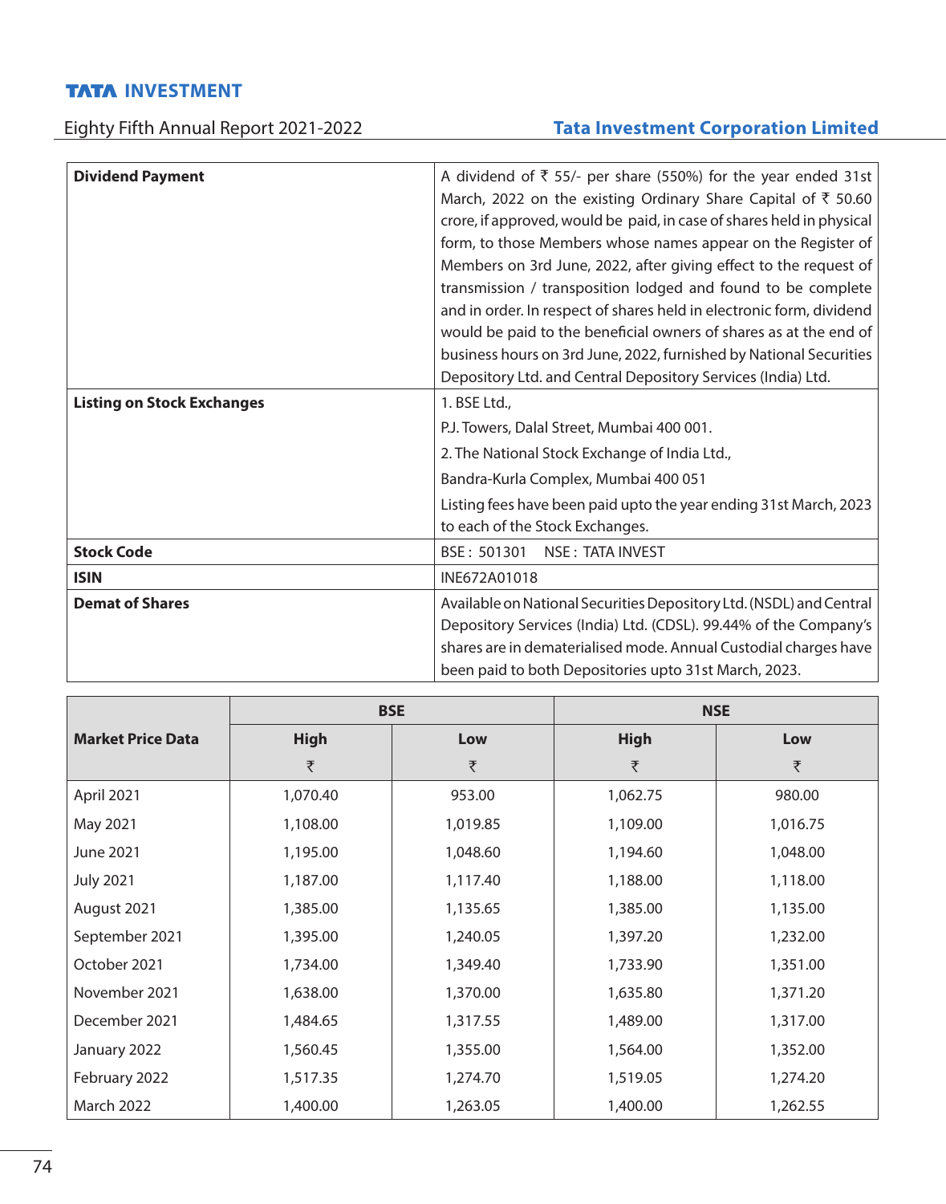| | |
|---|---|
| **Dividend Payment** | A dividend of ₹ 55/- per share (550%) for the year ended 31st March, 2022 on the existing Ordinary Share Capital of ₹ 50.60 crore, if approved, would be paid, in case of shares held in physical form, to those Members whose names appear on the Register of Members on 3rd June, 2022, after giving effect to the request of transmission / transposition lodged and found to be complete and in order. In respect of shares held in electronic form, dividend would be paid to the beneficial owners of shares as at the end of business hours on 3rd June, 2022, furnished by National Securities Depository Ltd. and Central Depository Services (India) Ltd. |
| **Listing on Stock Exchanges** | 1. BSE Ltd.,<br>P.J. Towers, Dalal Street, Mumbai 400 001.<br>2. The National Stock Exchange of India Ltd.,<br>Bandra-Kurla Complex, Mumbai 400 051<br>Listing fees have been paid upto the year ending 31st March, 2023 to each of the Stock Exchanges. |
| **Stock Code** | BSE : 501301 NSE : TATA INVEST |
| **ISIN** | INE672A01018 |
| **Demat of Shares** | Available on National Securities Depository Ltd. (NSDL) and Central Depository Services (India) Ltd. (CDSL). 99.44% of the Company's shares are in dematerialised mode. Annual Custodial charges have been paid to both Depositories upto 31st March, 2023. |

| **Market Price Data** | BSE | | NSE | |
|---|---|---|---|---|
| | High<br>₹ | Low<br>₹ | High<br>₹ | Low<br>₹ |
| April 2021 | 1,070.40 | 953.00 | 1,062.75 | 980.00 |
| May 2021 | 1,108.00 | 1,019.85 | 1,109.00 | 1,016.75 |
| June 2021 | 1,195.00 | 1,048.60 | 1,194.60 | 1,048.00 |
| July 2021 | 1,187.00 | 1,117.40 | 1,188.00 | 1,118.00 |
| August 2021 | 1,385.00 | 1,135.65 | 1,385.00 | 1,135.00 |
| September 2021 | 1,395.00 | 1,240.05 | 1,397.20 | 1,232.00 |
| October 2021 | 1,734.00 | 1,349.40 | 1,733.90 | 1,351.00 |
| November 2021 | 1,638.00 | 1,370.00 | 1,635.80 | 1,371.20 |
| December 2021 | 1,484.65 | 1,317.55 | 1,489.00 | 1,317.00 |
| January 2022 | 1,560.45 | 1,355.00 | 1,564.00 | 1,352.00 |
| February 2022 | 1,517.35 | 1,274.70 | 1,519.05 | 1,274.20 |
| March 2022 | 1,400.00 | 1,263.05 | 1,400.00 | 1,262.55 |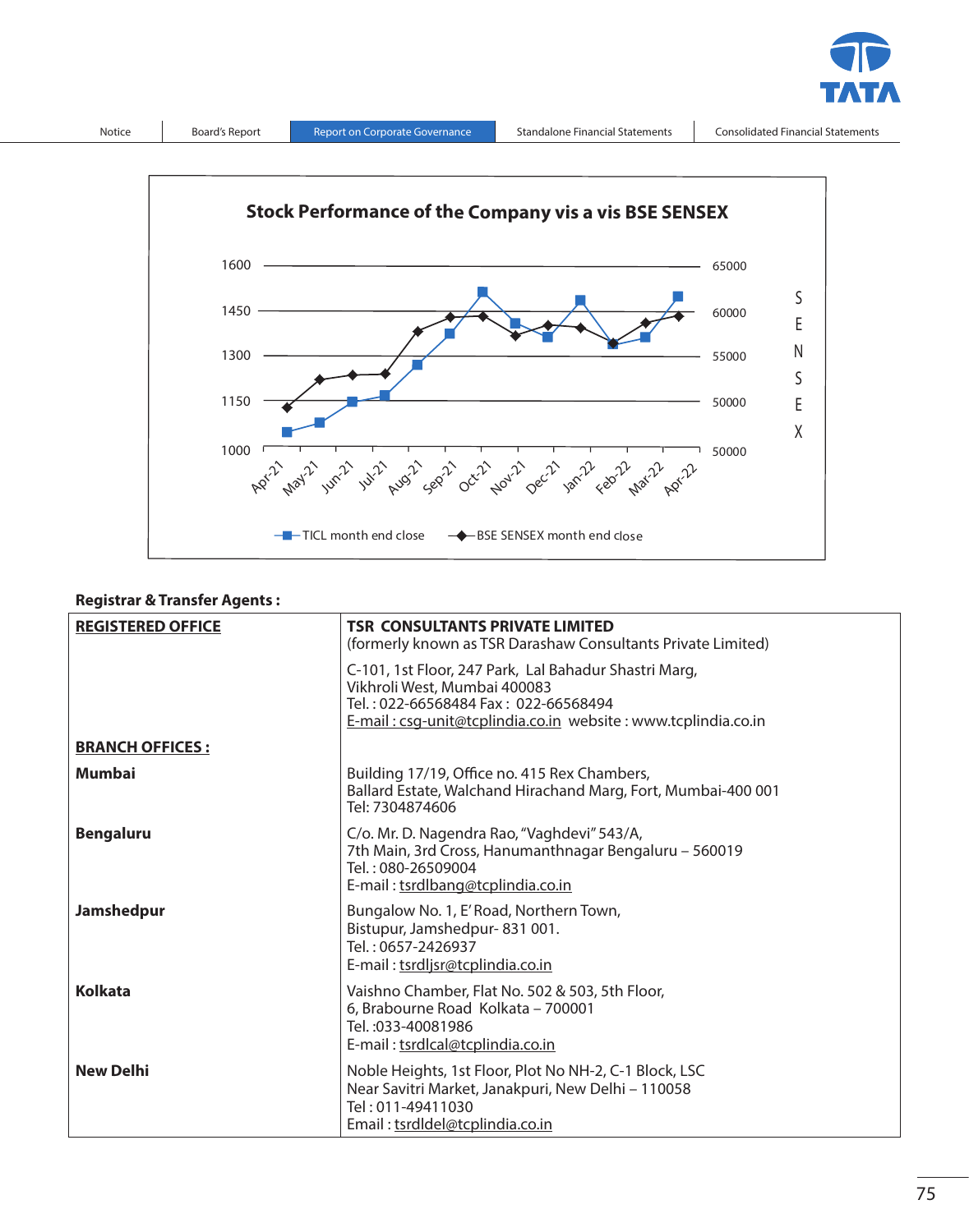## Stock Performance of the Company vis a vis BSE SENSEX

Chart axes and labels: TICL price axis 1000–1600; SENSEX axis 50000–65000; months Apr-21 to Apr-22. Legend: TICL month end close; BSE SENSEX month end close.

**Registrar & Transfer Agents :**

| | |
|---|---|
| **REGISTERED OFFICE** | **TSR CONSULTANTS PRIVATE LIMITED**<br>(formerly known as TSR Darashaw Consultants Private Limited)<br><br>C-101, 1st Floor, 247 Park, Lal Bahadur Shastri Marg,<br>Vikhroli West, Mumbai 400083<br>Tel. : 022-66568484 Fax : 022-66568494<br>E-mail : csg-unit@tcplindia.co.in website : www.tcplindia.co.in |
| **BRANCH OFFICES :** | |
| **Mumbai** | Building 17/19, Office no. 415 Rex Chambers,<br>Ballard Estate, Walchand Hirachand Marg, Fort, Mumbai-400 001<br>Tel: 7304874606 |
| **Bengaluru** | C/o. Mr. D. Nagendra Rao, "Vaghdevi" 543/A,<br>7th Main, 3rd Cross, Hanumanthnagar Bengaluru – 560019<br>Tel. : 080-26509004<br>E-mail : tsrdlbang@tcplindia.co.in |
| **Jamshedpur** | Bungalow No. 1, E' Road, Northern Town,<br>Bistupur, Jamshedpur- 831 001.<br>Tel. : 0657-2426937<br>E-mail : tsrdljsr@tcplindia.co.in |
| **Kolkata** | Vaishno Chamber, Flat No. 502 & 503, 5th Floor,<br>6, Brabourne Road Kolkata – 700001<br>Tel. :033-40081986<br>E-mail : tsrdlcal@tcplindia.co.in |
| **New Delhi** | Noble Heights, 1st Floor, Plot No NH-2, C-1 Block, LSC<br>Near Savitri Market, Janakpuri, New Delhi – 110058<br>Tel : 011-49411030<br>Email : tsrdldel@tcplindia.co.in |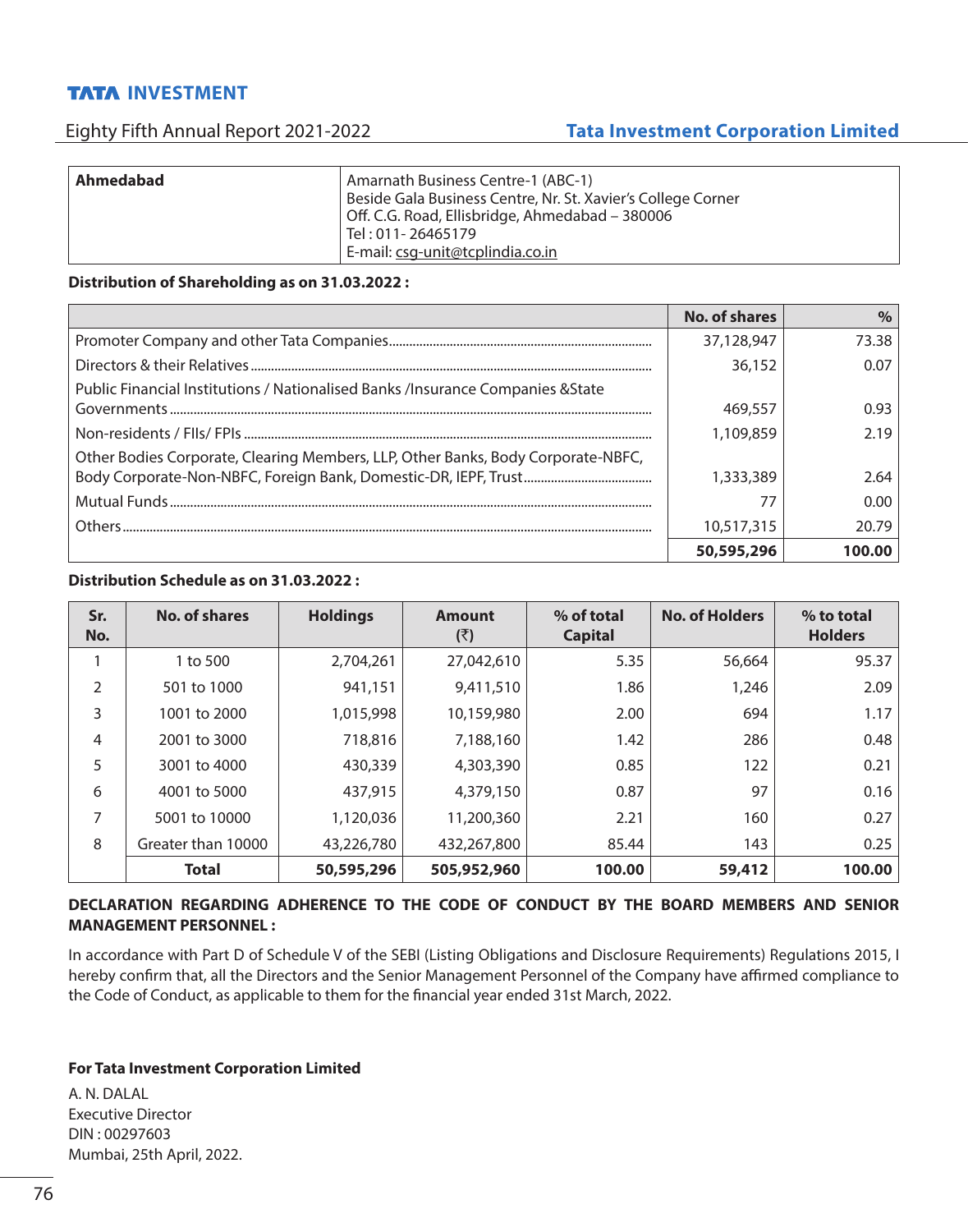| **Ahmedabad** | Amarnath Business Centre-1 (ABC-1)<br>Beside Gala Business Centre, Nr. St. Xavier's College Corner<br>Off. C.G. Road, Ellisbridge, Ahmedabad – 380006<br>Tel : 011- 26465179<br>E-mail: csg-unit@tcplindia.co.in |
|---|---|

**Distribution of Shareholding as on 31.03.2022 :**

| | No. of shares | % |
|---|---:|---:|
| Promoter Company and other Tata Companies | 37,128,947 | 73.38 |
| Directors & their Relatives | 36,152 | 0.07 |
| Public Financial Institutions / Nationalised Banks /Insurance Companies &State Governments | 469,557 | 0.93 |
| Non-residents / FIIs/ FPIs | 1,109,859 | 2.19 |
| Other Bodies Corporate, Clearing Members, LLP, Other Banks, Body Corporate-NBFC, Body Corporate-Non-NBFC, Foreign Bank, Domestic-DR, IEPF, Trust | 1,333,389 | 2.64 |
| Mutual Funds | 77 | 0.00 |
| Others | 10,517,315 | 20.79 |
| | **50,595,296** | **100.00** |

**Distribution Schedule as on 31.03.2022 :**

| Sr. No. | No. of shares | Holdings | Amount (₹) | % of total Capital | No. of Holders | % to total Holders |
|---|---|---:|---:|---:|---:|---:|
| 1 | 1 to 500 | 2,704,261 | 27,042,610 | 5.35 | 56,664 | 95.37 |
| 2 | 501 to 1000 | 941,151 | 9,411,510 | 1.86 | 1,246 | 2.09 |
| 3 | 1001 to 2000 | 1,015,998 | 10,159,980 | 2.00 | 694 | 1.17 |
| 4 | 2001 to 3000 | 718,816 | 7,188,160 | 1.42 | 286 | 0.48 |
| 5 | 3001 to 4000 | 430,339 | 4,303,390 | 0.85 | 122 | 0.21 |
| 6 | 4001 to 5000 | 437,915 | 4,379,150 | 0.87 | 97 | 0.16 |
| 7 | 5001 to 10000 | 1,120,036 | 11,200,360 | 2.21 | 160 | 0.27 |
| 8 | Greater than 10000 | 43,226,780 | 432,267,800 | 85.44 | 143 | 0.25 |
| | **Total** | **50,595,296** | **505,952,960** | **100.00** | **59,412** | **100.00** |

**DECLARATION REGARDING ADHERENCE TO THE CODE OF CONDUCT BY THE BOARD MEMBERS AND SENIOR MANAGEMENT PERSONNEL :**

In accordance with Part D of Schedule V of the SEBI (Listing Obligations and Disclosure Requirements) Regulations 2015, I hereby confirm that, all the Directors and the Senior Management Personnel of the Company have affirmed compliance to the Code of Conduct, as applicable to them for the financial year ended 31st March, 2022.

**For Tata Investment Corporation Limited**

A. N. DALAL
Executive Director
DIN : 00297603
Mumbai, 25th April, 2022.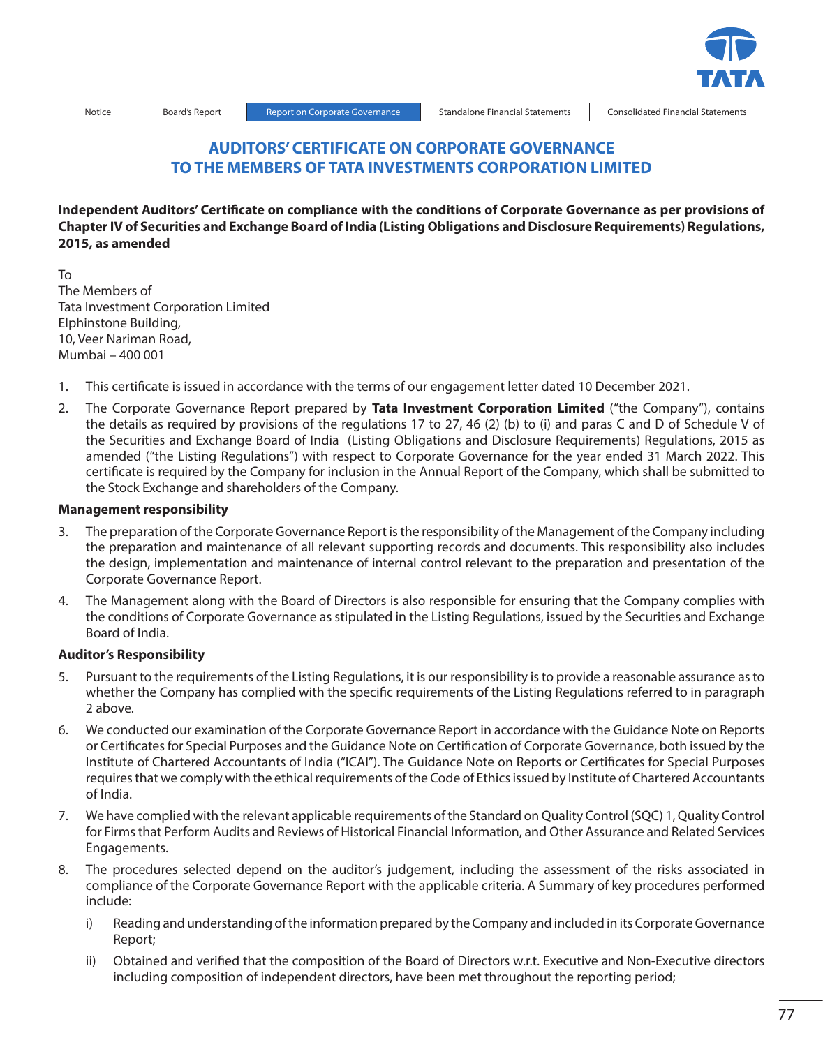# AUDITORS' CERTIFICATE ON CORPORATE GOVERNANCE TO THE MEMBERS OF TATA INVESTMENTS CORPORATION LIMITED

**Independent Auditors' Certificate on compliance with the conditions of Corporate Governance as per provisions of Chapter IV of Securities and Exchange Board of India (Listing Obligations and Disclosure Requirements) Regulations, 2015, as amended**

To
The Members of
Tata Investment Corporation Limited
Elphinstone Building,
10, Veer Nariman Road,
Mumbai – 400 001

1. This certificate is issued in accordance with the terms of our engagement letter dated 10 December 2021.

2. The Corporate Governance Report prepared by **Tata Investment Corporation Limited** ("the Company"), contains the details as required by provisions of the regulations 17 to 27, 46 (2) (b) to (i) and paras C and D of Schedule V of the Securities and Exchange Board of India (Listing Obligations and Disclosure Requirements) Regulations, 2015 as amended ("the Listing Regulations") with respect to Corporate Governance for the year ended 31 March 2022. This certificate is required by the Company for inclusion in the Annual Report of the Company, which shall be submitted to the Stock Exchange and shareholders of the Company.

**Management responsibility**

3. The preparation of the Corporate Governance Report is the responsibility of the Management of the Company including the preparation and maintenance of all relevant supporting records and documents. This responsibility also includes the design, implementation and maintenance of internal control relevant to the preparation and presentation of the Corporate Governance Report.

4. The Management along with the Board of Directors is also responsible for ensuring that the Company complies with the conditions of Corporate Governance as stipulated in the Listing Regulations, issued by the Securities and Exchange Board of India.

**Auditor's Responsibility**

5. Pursuant to the requirements of the Listing Regulations, it is our responsibility is to provide a reasonable assurance as to whether the Company has complied with the specific requirements of the Listing Regulations referred to in paragraph 2 above.

6. We conducted our examination of the Corporate Governance Report in accordance with the Guidance Note on Reports or Certificates for Special Purposes and the Guidance Note on Certification of Corporate Governance, both issued by the Institute of Chartered Accountants of India ("ICAI"). The Guidance Note on Reports or Certificates for Special Purposes requires that we comply with the ethical requirements of the Code of Ethics issued by Institute of Chartered Accountants of India.

7. We have complied with the relevant applicable requirements of the Standard on Quality Control (SQC) 1, Quality Control for Firms that Perform Audits and Reviews of Historical Financial Information, and Other Assurance and Related Services Engagements.

8. The procedures selected depend on the auditor's judgement, including the assessment of the risks associated in compliance of the Corporate Governance Report with the applicable criteria. A Summary of key procedures performed include:

   i) Reading and understanding of the information prepared by the Company and included in its Corporate Governance Report;

   ii) Obtained and verified that the composition of the Board of Directors w.r.t. Executive and Non-Executive directors including composition of independent directors, have been met throughout the reporting period;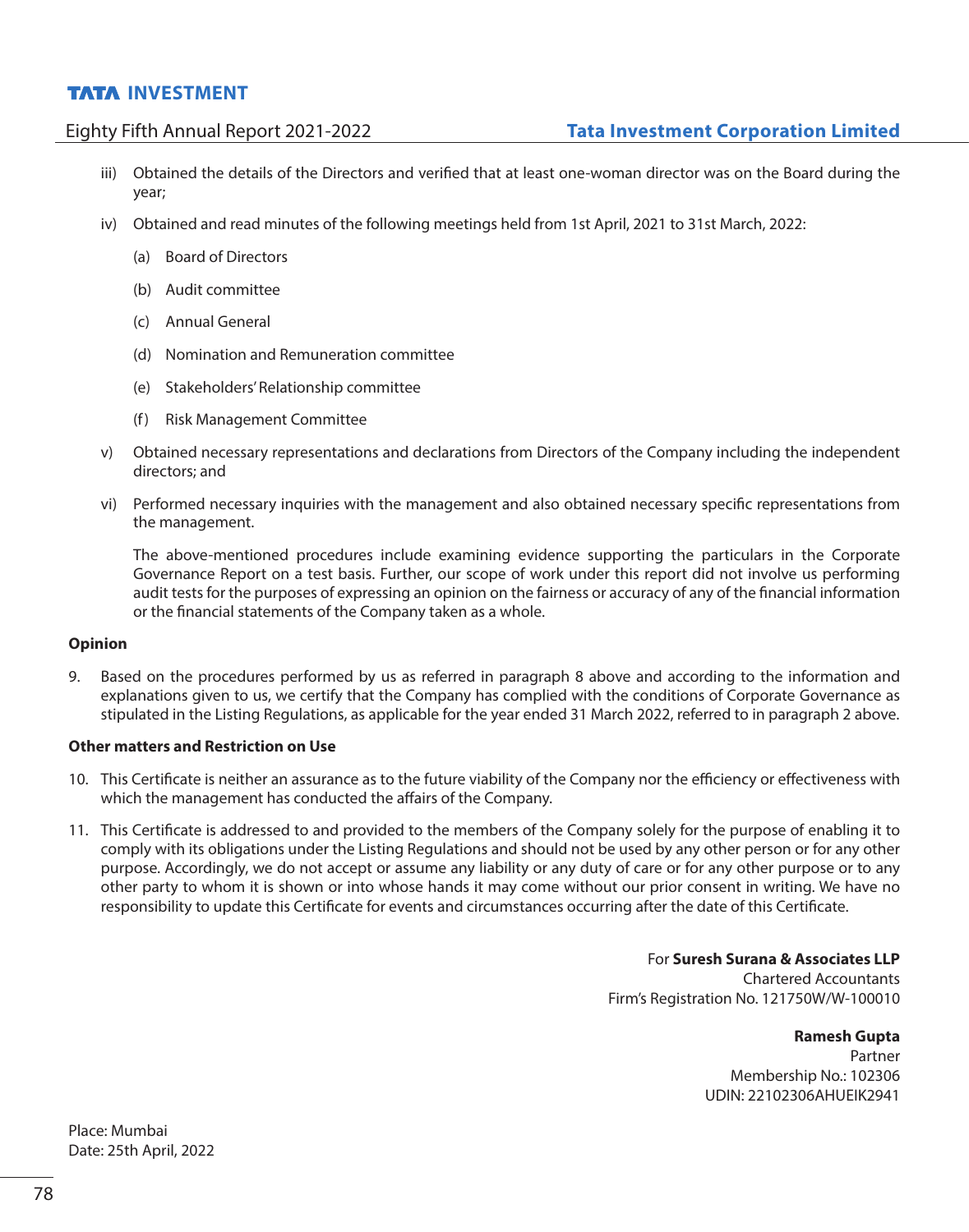iii) Obtained the details of the Directors and verified that at least one-woman director was on the Board during the year;

iv) Obtained and read minutes of the following meetings held from 1st April, 2021 to 31st March, 2022:

   (a) Board of Directors

   (b) Audit committee

   (c) Annual General

   (d) Nomination and Remuneration committee

   (e) Stakeholders' Relationship committee

   (f) Risk Management Committee

v) Obtained necessary representations and declarations from Directors of the Company including the independent directors; and

vi) Performed necessary inquiries with the management and also obtained necessary specific representations from the management.

   The above-mentioned procedures include examining evidence supporting the particulars in the Corporate Governance Report on a test basis. Further, our scope of work under this report did not involve us performing audit tests for the purposes of expressing an opinion on the fairness or accuracy of any of the financial information or the financial statements of the Company taken as a whole.

**Opinion**

9. Based on the procedures performed by us as referred in paragraph 8 above and according to the information and explanations given to us, we certify that the Company has complied with the conditions of Corporate Governance as stipulated in the Listing Regulations, as applicable for the year ended 31 March 2022, referred to in paragraph 2 above.

**Other matters and Restriction on Use**

10. This Certificate is neither an assurance as to the future viability of the Company nor the efficiency or effectiveness with which the management has conducted the affairs of the Company.

11. This Certificate is addressed to and provided to the members of the Company solely for the purpose of enabling it to comply with its obligations under the Listing Regulations and should not be used by any other person or for any other purpose. Accordingly, we do not accept or assume any liability or any duty of care or for any other purpose or to any other party to whom it is shown or into whose hands it may come without our prior consent in writing. We have no responsibility to update this Certificate for events and circumstances occurring after the date of this Certificate.

For **Suresh Surana & Associates LLP**
Chartered Accountants
Firm's Registration No. 121750W/W-100010

**Ramesh Gupta**
Partner
Membership No.: 102306
UDIN: 22102306AHUEIK2941

Place: Mumbai
Date: 25th April, 2022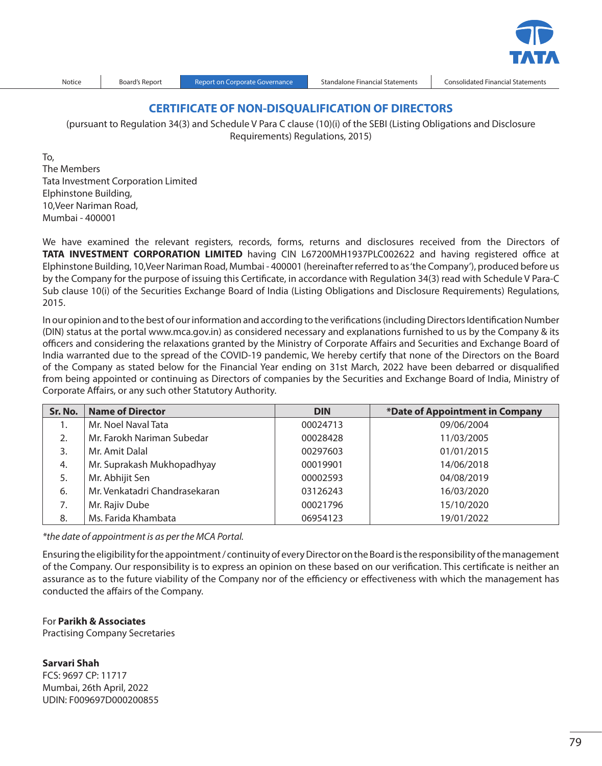# CERTIFICATE OF NON-DISQUALIFICATION OF DIRECTORS

(pursuant to Regulation 34(3) and Schedule V Para C clause (10)(i) of the SEBI (Listing Obligations and Disclosure Requirements) Regulations, 2015)

To,
The Members
Tata Investment Corporation Limited
Elphinstone Building,
10,Veer Nariman Road,
Mumbai - 400001

We have examined the relevant registers, records, forms, returns and disclosures received from the Directors of **TATA INVESTMENT CORPORATION LIMITED** having CIN L67200MH1937PLC002622 and having registered office at Elphinstone Building, 10,Veer Nariman Road, Mumbai - 400001 (hereinafter referred to as 'the Company'), produced before us by the Company for the purpose of issuing this Certificate, in accordance with Regulation 34(3) read with Schedule V Para-C Sub clause 10(i) of the Securities Exchange Board of India (Listing Obligations and Disclosure Requirements) Regulations, 2015.

In our opinion and to the best of our information and according to the verifications (including Directors Identification Number (DIN) status at the portal www.mca.gov.in) as considered necessary and explanations furnished to us by the Company & its officers and considering the relaxations granted by the Ministry of Corporate Affairs and Securities and Exchange Board of India warranted due to the spread of the COVID-19 pandemic, We hereby certify that none of the Directors on the Board of the Company as stated below for the Financial Year ending on 31st March, 2022 have been debarred or disqualified from being appointed or continuing as Directors of companies by the Securities and Exchange Board of India, Ministry of Corporate Affairs, or any such other Statutory Authority.

| Sr. No. | Name of Director | DIN | *Date of Appointment in Company |
|---|---|---|---|
| 1. | Mr. Noel Naval Tata | 00024713 | 09/06/2004 |
| 2. | Mr. Farokh Nariman Subedar | 00028428 | 11/03/2005 |
| 3. | Mr. Amit Dalal | 00297603 | 01/01/2015 |
| 4. | Mr. Suprakash Mukhopadhyay | 00019901 | 14/06/2018 |
| 5. | Mr. Abhijit Sen | 00002593 | 04/08/2019 |
| 6. | Mr. Venkatadri Chandrasekaran | 03126243 | 16/03/2020 |
| 7. | Mr. Rajiv Dube | 00021796 | 15/10/2020 |
| 8. | Ms. Farida Khambata | 06954123 | 19/01/2022 |

*\*the date of appointment is as per the MCA Portal.*

Ensuring the eligibility for the appointment / continuity of every Director on the Board is the responsibility of the management of the Company. Our responsibility is to express an opinion on these based on our verification. This certificate is neither an assurance as to the future viability of the Company nor of the efficiency or effectiveness with which the management has conducted the affairs of the Company.

For **Parikh & Associates**
Practising Company Secretaries

**Sarvari Shah**
FCS: 9697 CP: 11717
Mumbai, 26th April, 2022
UDIN: F009697D000200855